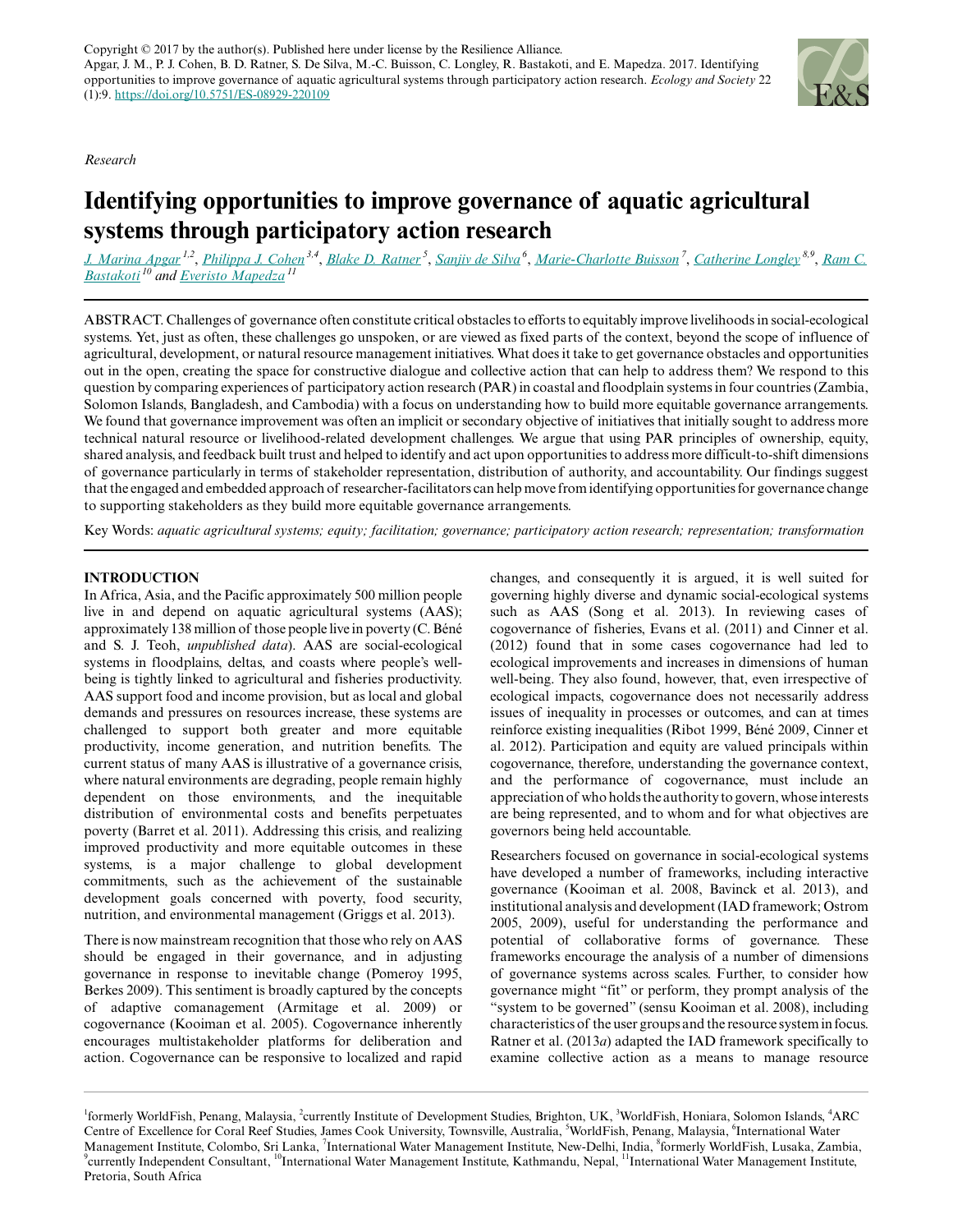Copyright © 2017 by the author(s). Published here under license by the Resilience Alliance.
Apgar, J. M., P. J. Cohen, B. D. Ratner, S. De Silva, M.-C. Buisson, C. Longley, R. Bastakoti, and E. Mapedza. 2017. Identifying opportunities to improve governance of aquatic agricultural systems through participatory action research. *Ecology and Society* 22 (1):9. https://doi.org/10.5751/ES-08929-220109

*Research*

# Identifying opportunities to improve governance of aquatic agricultural systems through participatory action research

J. Marina Apgar[1,2], Philippa J. Cohen[3,4], Blake D. Ratner[5], Sanjiv de Silva[6], Marie-Charlotte Buisson[7], Catherine Longley[8,9], Ram C. Bastakoti[10] and Everisto Mapedza[11]

ABSTRACT. Challenges of governance often constitute critical obstacles to efforts to equitably improve livelihoods in social-ecological systems. Yet, just as often, these challenges go unspoken, or are viewed as fixed parts of the context, beyond the scope of influence of agricultural, development, or natural resource management initiatives. What does it take to get governance obstacles and opportunities out in the open, creating the space for constructive dialogue and collective action that can help to address them? We respond to this question by comparing experiences of participatory action research (PAR) in coastal and floodplain systems in four countries (Zambia, Solomon Islands, Bangladesh, and Cambodia) with a focus on understanding how to build more equitable governance arrangements. We found that governance improvement was often an implicit or secondary objective of initiatives that initially sought to address more technical natural resource or livelihood-related development challenges. We argue that using PAR principles of ownership, equity, shared analysis, and feedback built trust and helped to identify and act upon opportunities to address more difficult-to-shift dimensions of governance particularly in terms of stakeholder representation, distribution of authority, and accountability. Our findings suggest that the engaged and embedded approach of researcher-facilitators can help move from identifying opportunities for governance change to supporting stakeholders as they build more equitable governance arrangements.

Key Words: *aquatic agricultural systems; equity; facilitation; governance; participatory action research; representation; transformation*

## INTRODUCTION

In Africa, Asia, and the Pacific approximately 500 million people live in and depend on aquatic agricultural systems (AAS); approximately 138 million of those people live in poverty (C. Béné and S. J. Teoh, *unpublished data*). AAS are social-ecological systems in floodplains, deltas, and coasts where people's well-being is tightly linked to agricultural and fisheries productivity. AAS support food and income provision, but as local and global demands and pressures on resources increase, these systems are challenged to support both greater and more equitable productivity, income generation, and nutrition benefits. The current status of many AAS is illustrative of a governance crisis, where natural environments are degrading, people remain highly dependent on those environments, and the inequitable distribution of environmental costs and benefits perpetuates poverty (Barret et al. 2011). Addressing this crisis, and realizing improved productivity and more equitable outcomes in these systems, is a major challenge to global development commitments, such as the achievement of the sustainable development goals concerned with poverty, food security, nutrition, and environmental management (Griggs et al. 2013).

There is now mainstream recognition that those who rely on AAS should be engaged in their governance, and in adjusting governance in response to inevitable change (Pomeroy 1995, Berkes 2009). This sentiment is broadly captured by the concepts of adaptive comanagement (Armitage et al. 2009) or cogovernance (Kooiman et al. 2005). Cogovernance inherently encourages multistakeholder platforms for deliberation and action. Cogovernance can be responsive to localized and rapid changes, and consequently it is argued, it is well suited for governing highly diverse and dynamic social-ecological systems such as AAS (Song et al. 2013). In reviewing cases of cogovernance of fisheries, Evans et al. (2011) and Cinner et al. (2012) found that in some cases cogovernance had led to ecological improvements and increases in dimensions of human well-being. They also found, however, that, even irrespective of ecological impacts, cogovernance does not necessarily address issues of inequality in processes or outcomes, and can at times reinforce existing inequalities (Ribot 1999, Béné 2009, Cinner et al. 2012). Participation and equity are valued principals within cogovernance, therefore, understanding the governance context, and the performance of cogovernance, must include an appreciation of who holds the authority to govern, whose interests are being represented, and to whom and for what objectives are governors being held accountable.

Researchers focused on governance in social-ecological systems have developed a number of frameworks, including interactive governance (Kooiman et al. 2008, Bavinck et al. 2013), and institutional analysis and development (IAD framework; Ostrom 2005, 2009), useful for understanding the performance and potential of collaborative forms of governance. These frameworks encourage the analysis of a number of dimensions of governance systems across scales. Further, to consider how governance might "fit" or perform, they prompt analysis of the "system to be governed" (sensu Kooiman et al. 2008), including characteristics of the user groups and the resource system in focus. Ratner et al. (2013*a*) adapted the IAD framework specifically to examine collective action as a means to manage resource

[1]formerly WorldFish, Penang, Malaysia, [2]currently Institute of Development Studies, Brighton, UK, [3]WorldFish, Honiara, Solomon Islands, [4]ARC Centre of Excellence for Coral Reef Studies, James Cook University, Townsville, Australia, [5]WorldFish, Penang, Malaysia, [6]International Water Management Institute, Colombo, Sri Lanka, [7]International Water Management Institute, New-Delhi, India, [8]formerly WorldFish, Lusaka, Zambia, [9]currently Independent Consultant, [10]International Water Management Institute, Kathmandu, Nepal, [11]International Water Management Institute, Pretoria, South Africa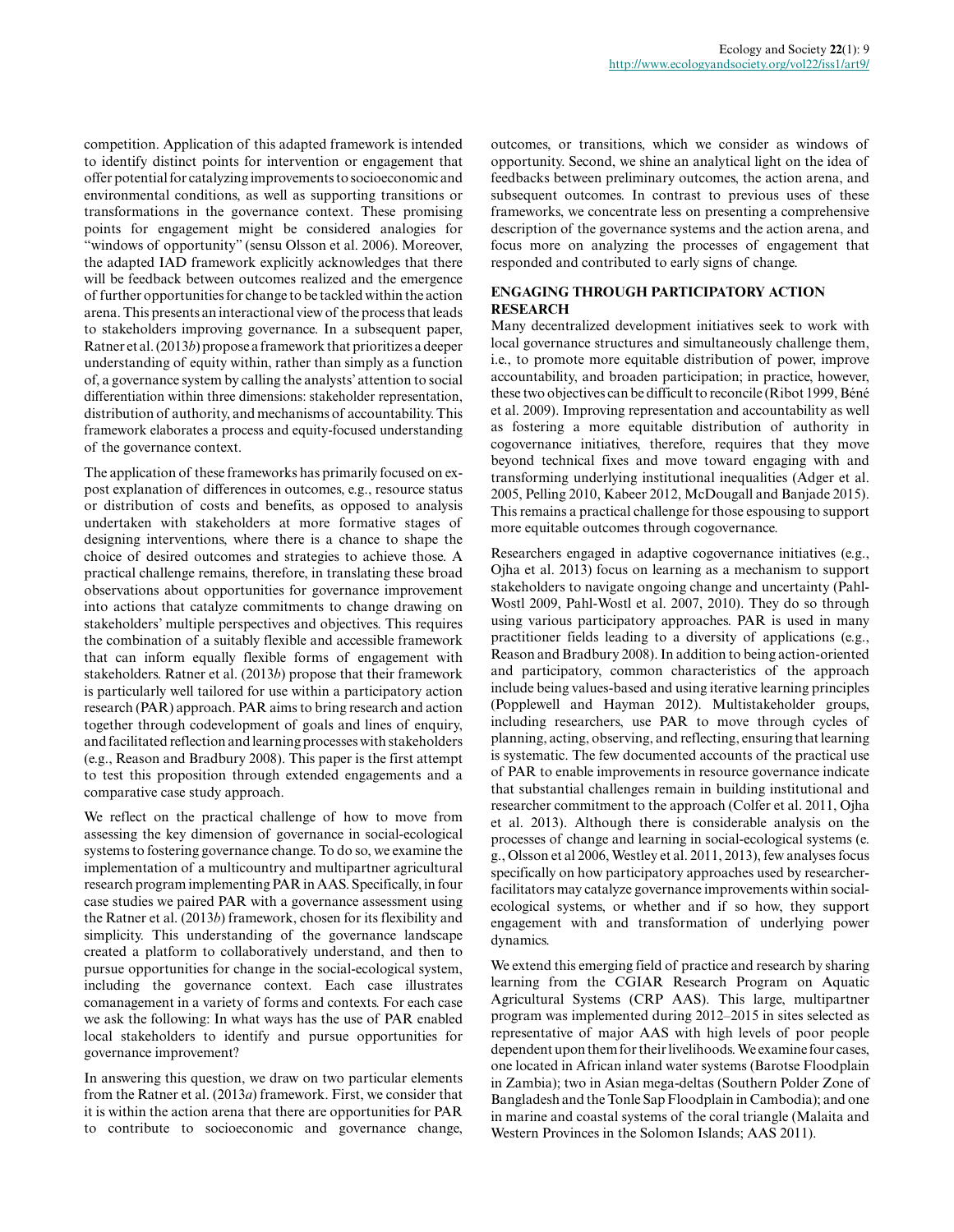competition. Application of this adapted framework is intended to identify distinct points for intervention or engagement that offer potential for catalyzing improvements to socioeconomic and environmental conditions, as well as supporting transitions or transformations in the governance context. These promising points for engagement might be considered analogies for "windows of opportunity" (sensu Olsson et al. 2006). Moreover, the adapted IAD framework explicitly acknowledges that there will be feedback between outcomes realized and the emergence of further opportunities for change to be tackled within the action arena. This presents an interactional view of the process that leads to stakeholders improving governance. In a subsequent paper, Ratner et al. (2013*b*) propose a framework that prioritizes a deeper understanding of equity within, rather than simply as a function of, a governance system by calling the analysts' attention to social differentiation within three dimensions: stakeholder representation, distribution of authority, and mechanisms of accountability. This framework elaborates a process and equity-focused understanding of the governance context.

The application of these frameworks has primarily focused on ex-post explanation of differences in outcomes, e.g., resource status or distribution of costs and benefits, as opposed to analysis undertaken with stakeholders at more formative stages of designing interventions, where there is a chance to shape the choice of desired outcomes and strategies to achieve those. A practical challenge remains, therefore, in translating these broad observations about opportunities for governance improvement into actions that catalyze commitments to change drawing on stakeholders' multiple perspectives and objectives. This requires the combination of a suitably flexible and accessible framework that can inform equally flexible forms of engagement with stakeholders. Ratner et al. (2013*b*) propose that their framework is particularly well tailored for use within a participatory action research (PAR) approach. PAR aims to bring research and action together through codevelopment of goals and lines of enquiry, and facilitated reflection and learning processes with stakeholders (e.g., Reason and Bradbury 2008). This paper is the first attempt to test this proposition through extended engagements and a comparative case study approach.

We reflect on the practical challenge of how to move from assessing the key dimension of governance in social-ecological systems to fostering governance change. To do so, we examine the implementation of a multicountry and multipartner agricultural research program implementing PAR in AAS. Specifically, in four case studies we paired PAR with a governance assessment using the Ratner et al. (2013*b*) framework, chosen for its flexibility and simplicity. This understanding of the governance landscape created a platform to collaboratively understand, and then to pursue opportunities for change in the social-ecological system, including the governance context. Each case illustrates comanagement in a variety of forms and contexts. For each case we ask the following: In what ways has the use of PAR enabled local stakeholders to identify and pursue opportunities for governance improvement?

In answering this question, we draw on two particular elements from the Ratner et al. (2013*a*) framework. First, we consider that it is within the action arena that there are opportunities for PAR to contribute to socioeconomic and governance change, outcomes, or transitions, which we consider as windows of opportunity. Second, we shine an analytical light on the idea of feedbacks between preliminary outcomes, the action arena, and subsequent outcomes. In contrast to previous uses of these frameworks, we concentrate less on presenting a comprehensive description of the governance systems and the action arena, and focus more on analyzing the processes of engagement that responded and contributed to early signs of change.

## ENGAGING THROUGH PARTICIPATORY ACTION RESEARCH

Many decentralized development initiatives seek to work with local governance structures and simultaneously challenge them, i.e., to promote more equitable distribution of power, improve accountability, and broaden participation; in practice, however, these two objectives can be difficult to reconcile (Ribot 1999, Béné et al. 2009). Improving representation and accountability as well as fostering a more equitable distribution of authority in cogovernance initiatives, therefore, requires that they move beyond technical fixes and move toward engaging with and transforming underlying institutional inequalities (Adger et al. 2005, Pelling 2010, Kabeer 2012, McDougall and Banjade 2015). This remains a practical challenge for those espousing to support more equitable outcomes through cogovernance.

Researchers engaged in adaptive cogovernance initiatives (e.g., Ojha et al. 2013) focus on learning as a mechanism to support stakeholders to navigate ongoing change and uncertainty (Pahl-Wostl 2009, Pahl-Wostl et al. 2007, 2010). They do so through using various participatory approaches. PAR is used in many practitioner fields leading to a diversity of applications (e.g., Reason and Bradbury 2008). In addition to being action-oriented and participatory, common characteristics of the approach include being values-based and using iterative learning principles (Popplewell and Hayman 2012). Multistakeholder groups, including researchers, use PAR to move through cycles of planning, acting, observing, and reflecting, ensuring that learning is systematic. The few documented accounts of the practical use of PAR to enable improvements in resource governance indicate that substantial challenges remain in building institutional and researcher commitment to the approach (Colfer et al. 2011, Ojha et al. 2013). Although there is considerable analysis on the processes of change and learning in social-ecological systems (e.g., Olsson et al 2006, Westley et al. 2011, 2013), few analyses focus specifically on how participatory approaches used by researcher-facilitators may catalyze governance improvements within social-ecological systems, or whether and if so how, they support engagement with and transformation of underlying power dynamics.

We extend this emerging field of practice and research by sharing learning from the CGIAR Research Program on Aquatic Agricultural Systems (CRP AAS). This large, multipartner program was implemented during 2012–2015 in sites selected as representative of major AAS with high levels of poor people dependent upon them for their livelihoods. We examine four cases, one located in African inland water systems (Barotse Floodplain in Zambia); two in Asian mega-deltas (Southern Polder Zone of Bangladesh and the Tonle Sap Floodplain in Cambodia); and one in marine and coastal systems of the coral triangle (Malaita and Western Provinces in the Solomon Islands; AAS 2011).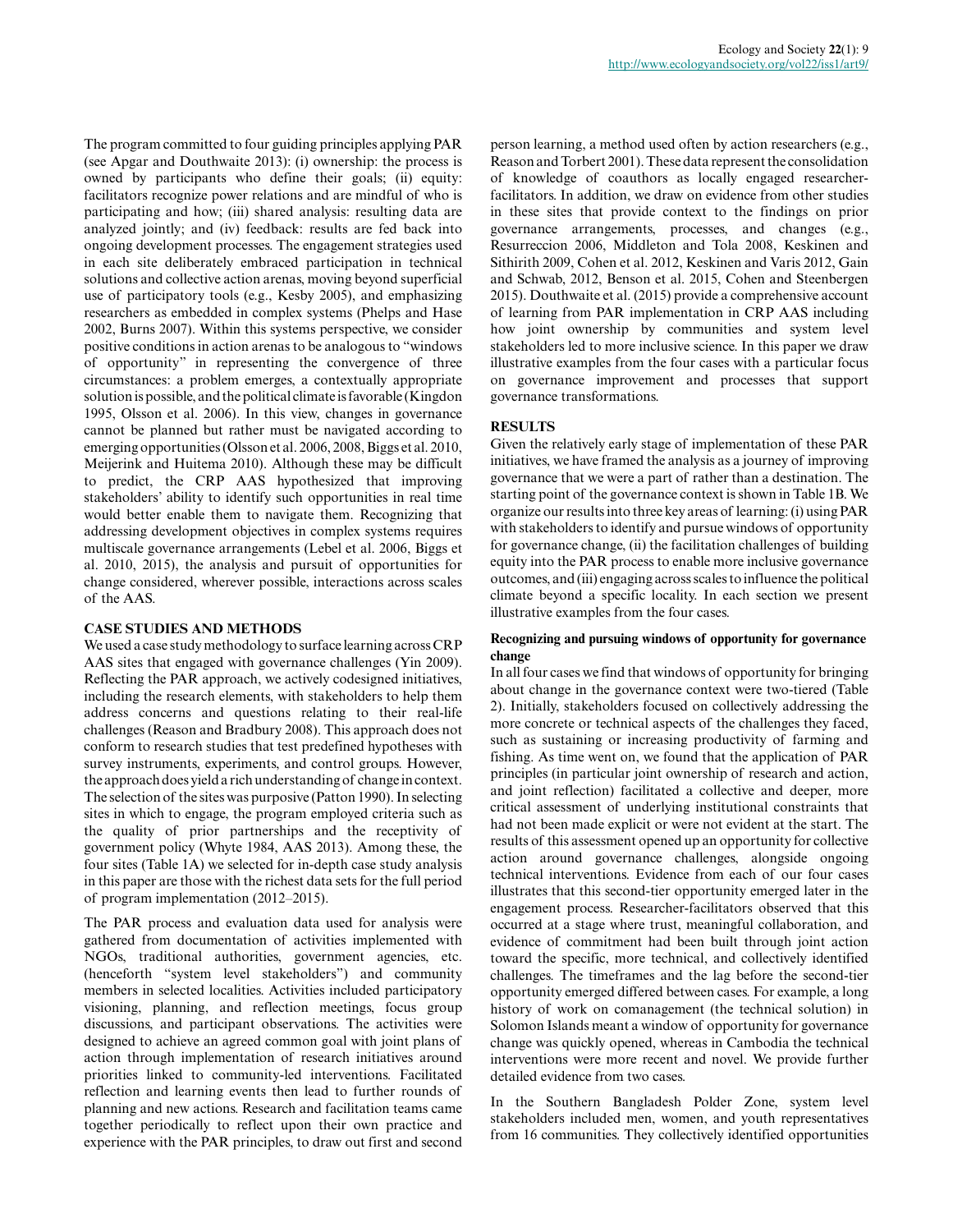The program committed to four guiding principles applying PAR (see Apgar and Douthwaite 2013): (i) ownership: the process is owned by participants who define their goals; (ii) equity: facilitators recognize power relations and are mindful of who is participating and how; (iii) shared analysis: resulting data are analyzed jointly; and (iv) feedback: results are fed back into ongoing development processes. The engagement strategies used in each site deliberately embraced participation in technical solutions and collective action arenas, moving beyond superficial use of participatory tools (e.g., Kesby 2005), and emphasizing researchers as embedded in complex systems (Phelps and Hase 2002, Burns 2007). Within this systems perspective, we consider positive conditions in action arenas to be analogous to "windows of opportunity" in representing the convergence of three circumstances: a problem emerges, a contextually appropriate solution is possible, and the political climate is favorable (Kingdon 1995, Olsson et al. 2006). In this view, changes in governance cannot be planned but rather must be navigated according to emerging opportunities (Olsson et al. 2006, 2008, Biggs et al. 2010, Meijerink and Huitema 2010). Although these may be difficult to predict, the CRP AAS hypothesized that improving stakeholders' ability to identify such opportunities in real time would better enable them to navigate them. Recognizing that addressing development objectives in complex systems requires multiscale governance arrangements (Lebel et al. 2006, Biggs et al. 2010, 2015), the analysis and pursuit of opportunities for change considered, wherever possible, interactions across scales of the AAS.

## CASE STUDIES AND METHODS

We used a case study methodology to surface learning across CRP AAS sites that engaged with governance challenges (Yin 2009). Reflecting the PAR approach, we actively codesigned initiatives, including the research elements, with stakeholders to help them address concerns and questions relating to their real-life challenges (Reason and Bradbury 2008). This approach does not conform to research studies that test predefined hypotheses with survey instruments, experiments, and control groups. However, the approach does yield a rich understanding of change in context. The selection of the sites was purposive (Patton 1990). In selecting sites in which to engage, the program employed criteria such as the quality of prior partnerships and the receptivity of government policy (Whyte 1984, AAS 2013). Among these, the four sites (Table 1A) we selected for in-depth case study analysis in this paper are those with the richest data sets for the full period of program implementation (2012–2015).

The PAR process and evaluation data used for analysis were gathered from documentation of activities implemented with NGOs, traditional authorities, government agencies, etc. (henceforth "system level stakeholders") and community members in selected localities. Activities included participatory visioning, planning, and reflection meetings, focus group discussions, and participant observations. The activities were designed to achieve an agreed common goal with joint plans of action through implementation of research initiatives around priorities linked to community-led interventions. Facilitated reflection and learning events then lead to further rounds of planning and new actions. Research and facilitation teams came together periodically to reflect upon their own practice and experience with the PAR principles, to draw out first and second person learning, a method used often by action researchers (e.g., Reason and Torbert 2001). These data represent the consolidation of knowledge of coauthors as locally engaged researcher-facilitators. In addition, we draw on evidence from other studies in these sites that provide context to the findings on prior governance arrangements, processes, and changes (e.g., Resurreccion 2006, Middleton and Tola 2008, Keskinen and Sithirith 2009, Cohen et al. 2012, Keskinen and Varis 2012, Gain and Schwab, 2012, Benson et al. 2015, Cohen and Steenbergen 2015). Douthwaite et al. (2015) provide a comprehensive account of learning from PAR implementation in CRP AAS including how joint ownership by communities and system level stakeholders led to more inclusive science. In this paper we draw illustrative examples from the four cases with a particular focus on governance improvement and processes that support governance transformations.

## RESULTS

Given the relatively early stage of implementation of these PAR initiatives, we have framed the analysis as a journey of improving governance that we were a part of rather than a destination. The starting point of the governance context is shown in Table 1B. We organize our results into three key areas of learning: (i) using PAR with stakeholders to identify and pursue windows of opportunity for governance change, (ii) the facilitation challenges of building equity into the PAR process to enable more inclusive governance outcomes, and (iii) engaging across scales to influence the political climate beyond a specific locality. In each section we present illustrative examples from the four cases.

### Recognizing and pursuing windows of opportunity for governance change

In all four cases we find that windows of opportunity for bringing about change in the governance context were two-tiered (Table 2). Initially, stakeholders focused on collectively addressing the more concrete or technical aspects of the challenges they faced, such as sustaining or increasing productivity of farming and fishing. As time went on, we found that the application of PAR principles (in particular joint ownership of research and action, and joint reflection) facilitated a collective and deeper, more critical assessment of underlying institutional constraints that had not been made explicit or were not evident at the start. The results of this assessment opened up an opportunity for collective action around governance challenges, alongside ongoing technical interventions. Evidence from each of our four cases illustrates that this second-tier opportunity emerged later in the engagement process. Researcher-facilitators observed that this occurred at a stage where trust, meaningful collaboration, and evidence of commitment had been built through joint action toward the specific, more technical, and collectively identified challenges. The timeframes and the lag before the second-tier opportunity emerged differed between cases. For example, a long history of work on comanagement (the technical solution) in Solomon Islands meant a window of opportunity for governance change was quickly opened, whereas in Cambodia the technical interventions were more recent and novel. We provide further detailed evidence from two cases.

In the Southern Bangladesh Polder Zone, system level stakeholders included men, women, and youth representatives from 16 communities. They collectively identified opportunities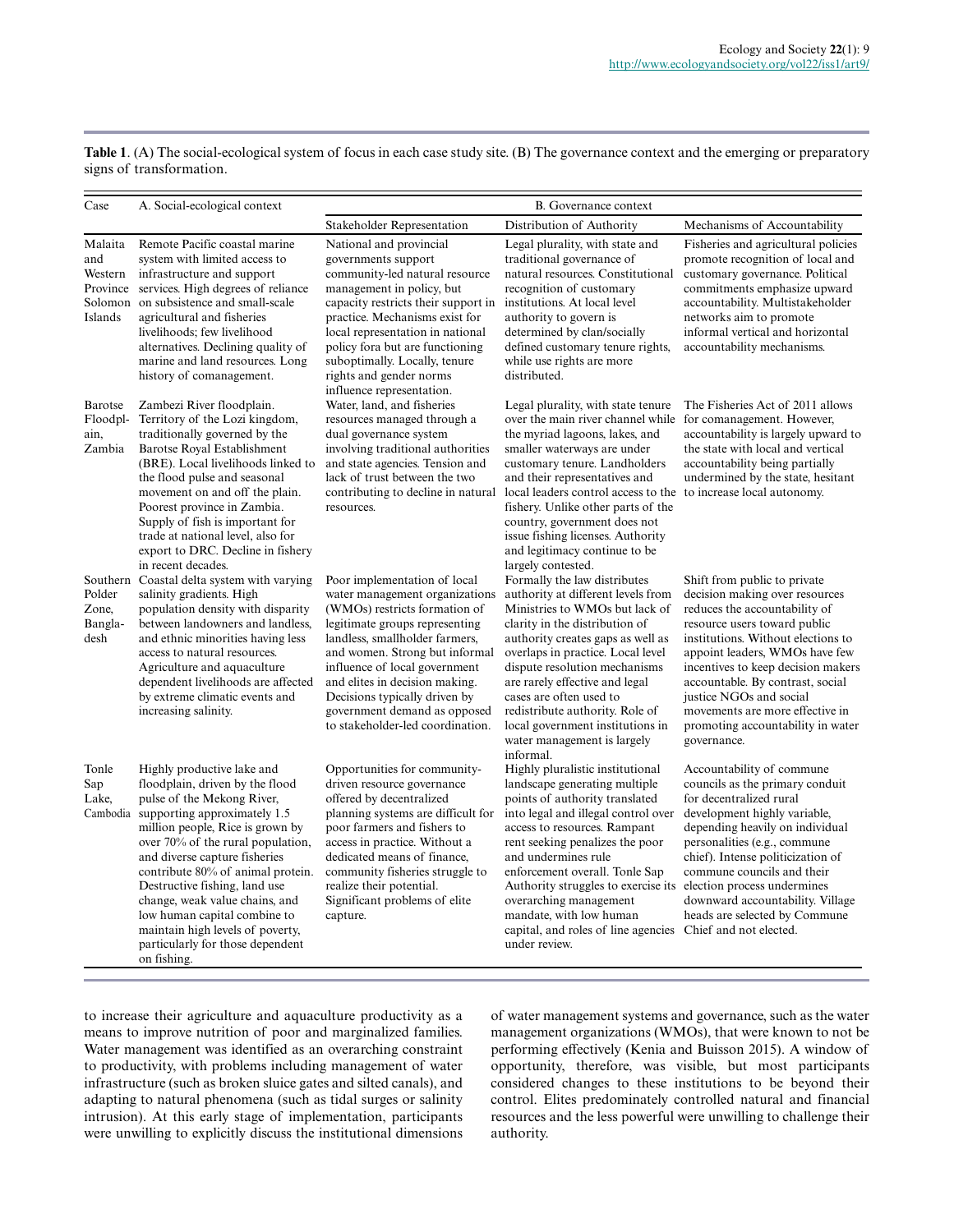**Table 1**. (A) The social-ecological system of focus in each case study site. (B) The governance context and the emerging or preparatory signs of transformation.

| Case | A. Social-ecological context | B. Governance context | | |
|---|---|---|---|---|
| | | Stakeholder Representation | Distribution of Authority | Mechanisms of Accountability |
| Malaita and Western Province Solomon Islands | Remote Pacific coastal marine system with limited access to infrastructure and support services. High degrees of reliance on subsistence and small-scale agricultural and fisheries livelihoods; few livelihood alternatives. Declining quality of marine and land resources. Long history of comanagement. | National and provincial governments support community-led natural resource management in policy, but capacity restricts their support in practice. Mechanisms exist for local representation in national policy fora but are functioning suboptimally. Locally, tenure rights and gender norms influence representation. | Legal plurality, with state and traditional governance of natural resources. Constitutional recognition of customary institutions. At local level authority to govern is determined by clan/socially defined customary tenure rights, while use rights are more distributed. | Fisheries and agricultural policies promote recognition of local and customary governance. Political commitments emphasize upward accountability. Multistakeholder networks aim to promote informal vertical and horizontal accountability mechanisms. |
| Barotse Floodplain, Zambia | Zambezi River floodplain. Territory of the Lozi kingdom, traditionally governed by the Barotse Royal Establishment (BRE). Local livelihoods linked to the flood pulse and seasonal movement on and off the plain. Poorest province in Zambia. Supply of fish is important for trade at national level, also for export to DRC. Decline in fishery in recent decades. | Water, land, and fisheries resources managed through a dual governance system involving traditional authorities and state agencies. Tension and lack of trust between the two contributing to decline in natural resources. | Legal plurality, with state tenure over the main river channel while the myriad lagoons, lakes, and smaller waterways are under customary tenure. Landholders and their representatives and local leaders control access to the fishery. Unlike other parts of the country, government does not issue fishing licenses. Authority and legitimacy continue to be largely contested. | The Fisheries Act of 2011 allows for comanagement. However, accountability is largely upward to the state with local and vertical accountability being partially undermined by the state, hesitant to increase local autonomy. |
| Southern Polder Zone, Bangladesh | Coastal delta system with varying salinity gradients. High population density with disparity between landowners and landless, and ethnic minorities having less access to natural resources. Agriculture and aquaculture dependent livelihoods are affected by extreme climatic events and increasing salinity. | Poor implementation of local water management organizations (WMOs) restricts formation of legitimate groups representing landless, smallholder farmers, and women. Strong but informal influence of local government and elites in decision making. Decisions typically driven by government demand as opposed to stakeholder-led coordination. | Formally the law distributes authority at different levels from Ministries to WMOs but lack of clarity in the distribution of authority creates gaps as well as overlaps in practice. Local level dispute resolution mechanisms are rarely effective and legal cases are often used to redistribute authority. Role of local government institutions in water management is largely informal. | Shift from public to private decision making over resources reduces the accountability of resource users toward public institutions. Without elections to appoint leaders, WMOs have few incentives to keep decision makers accountable. By contrast, social justice NGOs and social movements are more effective in promoting accountability in water governance. |
| Tonle Sap Lake, Cambodia | Highly productive lake and floodplain, driven by the flood pulse of the Mekong River, supporting approximately 1.5 million people, Rice is grown by over 70% of the rural population, and diverse capture fisheries contribute 80% of animal protein. Destructive fishing, land use change, weak value chains, and low human capital combine to maintain high levels of poverty, particularly for those dependent on fishing. | Opportunities for community-driven resource governance offered by decentralized planning systems are difficult for poor farmers and fishers to access in practice. Without a dedicated means of finance, community fisheries struggle to realize their potential. Significant problems of elite capture. | Highly pluralistic institutional landscape generating multiple points of authority translated into legal and illegal control over access to resources. Rampant rent seeking penalizes the poor and undermines rule enforcement overall. Tonle Sap Authority struggles to exercise its overarching management mandate, with low human capital, and roles of line agencies under review. | Accountability of commune councils as the primary conduit for decentralized rural development highly variable, depending heavily on individual personalities (e.g., commune chief). Intense politicization of commune councils and their election process undermines downward accountability. Village heads are selected by Commune Chief and not elected. |

to increase their agriculture and aquaculture productivity as a means to improve nutrition of poor and marginalized families. Water management was identified as an overarching constraint to productivity, with problems including management of water infrastructure (such as broken sluice gates and silted canals), and adapting to natural phenomena (such as tidal surges or salinity intrusion). At this early stage of implementation, participants were unwilling to explicitly discuss the institutional dimensions of water management systems and governance, such as the water management organizations (WMOs), that were known to not be performing effectively (Kenia and Buisson 2015). A window of opportunity, therefore, was visible, but most participants considered changes to these institutions to be beyond their control. Elites predominately controlled natural and financial resources and the less powerful were unwilling to challenge their authority.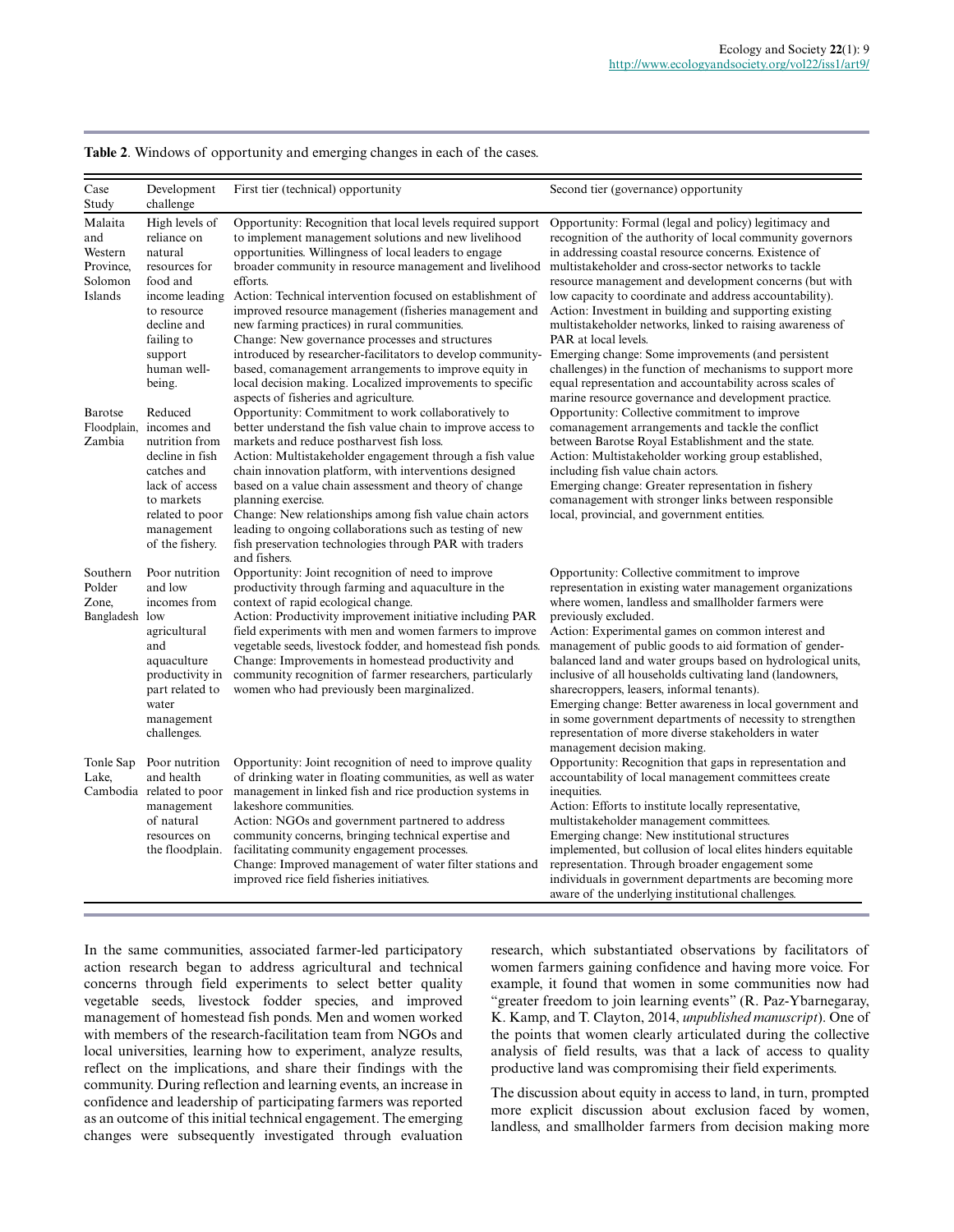**Table 2**. Windows of opportunity and emerging changes in each of the cases.

| Case Study | Development challenge | First tier (technical) opportunity | Second tier (governance) opportunity |
|---|---|---|---|
| Malaita and Western Province, Solomon Islands | High levels of reliance on natural resources for food and income leading to resource decline and failing to support human well-being. | Opportunity: Recognition that local levels required support to implement management solutions and new livelihood opportunities. Willingness of local leaders to engage broader community in resource management and livelihood efforts.<br>Action: Technical intervention focused on establishment of improved resource management (fisheries management and new farming practices) in rural communities.<br>Change: New governance processes and structures introduced by researcher-facilitators to develop community-based, comanagement arrangements to improve equity in local decision making. Localized improvements to specific aspects of fisheries and agriculture. | Opportunity: Formal (legal and policy) legitimacy and recognition of the authority of local community governors in addressing coastal resource concerns. Existence of multistakeholder and cross-sector networks to tackle resource management and development concerns (but with low capacity to coordinate and address accountability).<br>Action: Investment in building and supporting existing multistakeholder networks, linked to raising awareness of PAR at local levels.<br>Emerging change: Some improvements (and persistent challenges) in the function of mechanisms to support more equal representation and accountability across scales of marine resource governance and development practice. |
| Barotse Floodplain, Zambia | Reduced incomes and nutrition from decline in fish catches and lack of access to markets related to poor management of the fishery. | Opportunity: Commitment to work collaboratively to better understand the fish value chain to improve access to markets and reduce postharvest fish loss.<br>Action: Multistakeholder engagement through a fish value chain innovation platform, with interventions designed based on a value chain assessment and theory of change planning exercise.<br>Change: New relationships among fish value chain actors leading to ongoing collaborations such as testing of new fish preservation technologies through PAR with traders and fishers. | Opportunity: Collective commitment to improve comanagement arrangements and tackle the conflict between Barotse Royal Establishment and the state.<br>Action: Multistakeholder working group established, including fish value chain actors.<br>Emerging change: Greater representation in fishery comanagement with stronger links between responsible local, provincial, and government entities. |
| Southern Polder Zone, Bangladesh | Poor nutrition and low incomes from low agricultural and aquaculture productivity in part related to water management challenges. | Opportunity: Joint recognition of need to improve productivity through farming and aquaculture in the context of rapid ecological change.<br>Action: Productivity improvement initiative including PAR field experiments with men and women farmers to improve vegetable seeds, livestock fodder, and homestead fish ponds.<br>Change: Improvements in homestead productivity and community recognition of farmer researchers, particularly women who had previously been marginalized. | Opportunity: Collective commitment to improve representation in existing water management organizations where women, landless and smallholder farmers were previously excluded.<br>Action: Experimental games on common interest and management of public goods to aid formation of gender-balanced land and water groups based on hydrological units, inclusive of all households cultivating land (landowners, sharecroppers, leasers, informal tenants).<br>Emerging change: Better awareness in local government and in some government departments of necessity to strengthen representation of more diverse stakeholders in water management decision making. |
| Tonle Sap Lake, Cambodia | Poor nutrition and health related to poor management of natural resources on the floodplain. | Opportunity: Joint recognition of need to improve quality of drinking water in floating communities, as well as water management in linked fish and rice production systems in lakeshore communities.<br>Action: NGOs and government partnered to address community concerns, bringing technical expertise and facilitating community engagement processes.<br>Change: Improved management of water filter stations and improved rice field fisheries initiatives. | Opportunity: Recognition that gaps in representation and accountability of local management committees create inequities.<br>Action: Efforts to institute locally representative, multistakeholder management committees.<br>Emerging change: New institutional structures implemented, but collusion of local elites hinders equitable representation. Through broader engagement some individuals in government departments are becoming more aware of the underlying institutional challenges. |

In the same communities, associated farmer-led participatory action research began to address agricultural and technical concerns through field experiments to select better quality vegetable seeds, livestock fodder species, and improved management of homestead fish ponds. Men and women worked with members of the research-facilitation team from NGOs and local universities, learning how to experiment, analyze results, reflect on the implications, and share their findings with the community. During reflection and learning events, an increase in confidence and leadership of participating farmers was reported as an outcome of this initial technical engagement. The emerging changes were subsequently investigated through evaluation research, which substantiated observations by facilitators of women farmers gaining confidence and having more voice. For example, it found that women in some communities now had "greater freedom to join learning events" (R. Paz-Ybarnegaray, K. Kamp, and T. Clayton, 2014, *unpublished manuscript*). One of the points that women clearly articulated during the collective analysis of field results, was that a lack of access to quality productive land was compromising their field experiments.

The discussion about equity in access to land, in turn, prompted more explicit discussion about exclusion faced by women, landless, and smallholder farmers from decision making more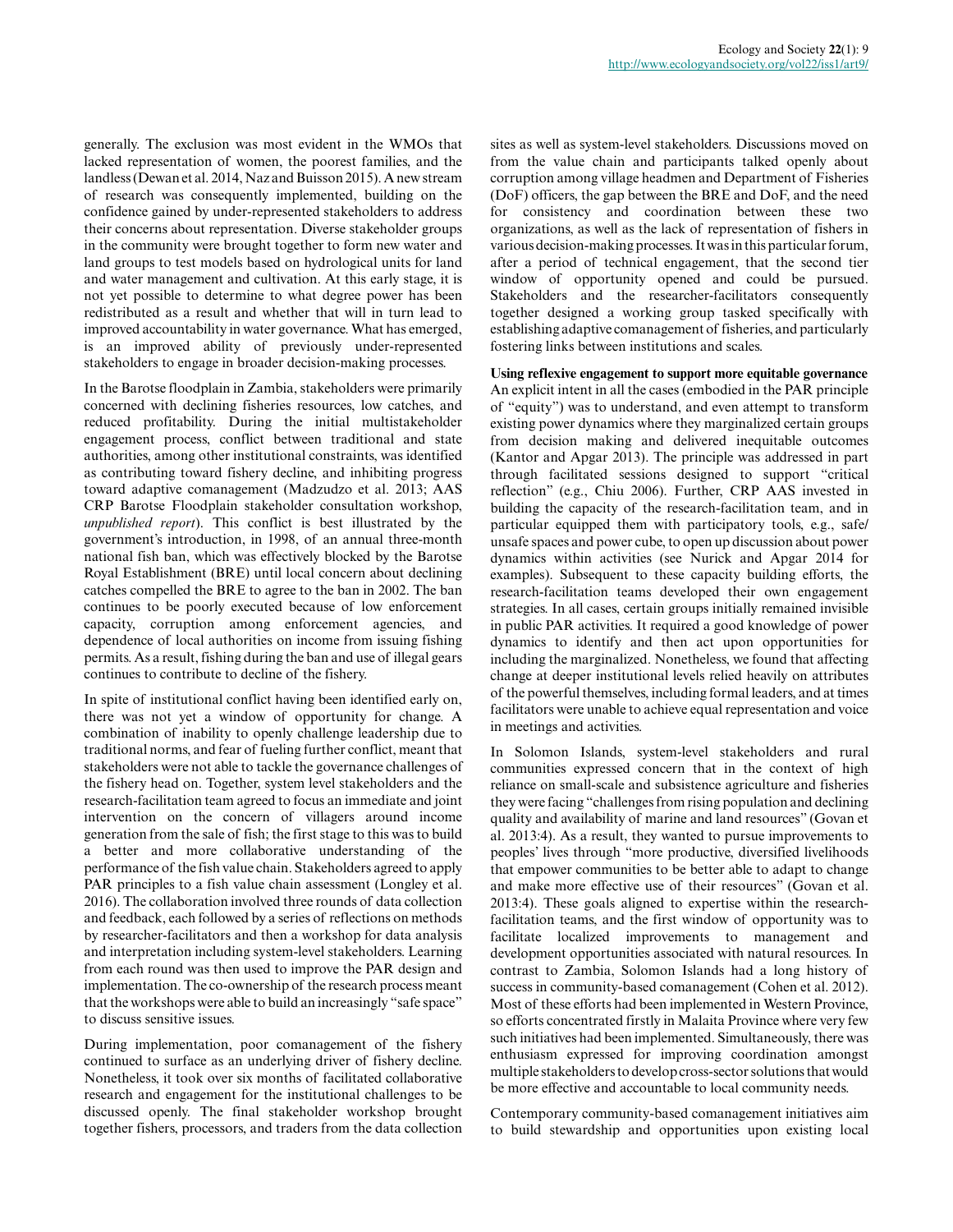generally. The exclusion was most evident in the WMOs that lacked representation of women, the poorest families, and the landless (Dewan et al. 2014, Naz and Buisson 2015). A new stream of research was consequently implemented, building on the confidence gained by under-represented stakeholders to address their concerns about representation. Diverse stakeholder groups in the community were brought together to form new water and land groups to test models based on hydrological units for land and water management and cultivation. At this early stage, it is not yet possible to determine to what degree power has been redistributed as a result and whether that will in turn lead to improved accountability in water governance. What has emerged, is an improved ability of previously under-represented stakeholders to engage in broader decision-making processes.

In the Barotse floodplain in Zambia, stakeholders were primarily concerned with declining fisheries resources, low catches, and reduced profitability. During the initial multistakeholder engagement process, conflict between traditional and state authorities, among other institutional constraints, was identified as contributing toward fishery decline, and inhibiting progress toward adaptive comanagement (Madzudzo et al. 2013; AAS CRP Barotse Floodplain stakeholder consultation workshop, *unpublished report*). This conflict is best illustrated by the government's introduction, in 1998, of an annual three-month national fish ban, which was effectively blocked by the Barotse Royal Establishment (BRE) until local concern about declining catches compelled the BRE to agree to the ban in 2002. The ban continues to be poorly executed because of low enforcement capacity, corruption among enforcement agencies, and dependence of local authorities on income from issuing fishing permits. As a result, fishing during the ban and use of illegal gears continues to contribute to decline of the fishery.

In spite of institutional conflict having been identified early on, there was not yet a window of opportunity for change. A combination of inability to openly challenge leadership due to traditional norms, and fear of fueling further conflict, meant that stakeholders were not able to tackle the governance challenges of the fishery head on. Together, system level stakeholders and the research-facilitation team agreed to focus an immediate and joint intervention on the concern of villagers around income generation from the sale of fish; the first stage to this was to build a better and more collaborative understanding of the performance of the fish value chain. Stakeholders agreed to apply PAR principles to a fish value chain assessment (Longley et al. 2016). The collaboration involved three rounds of data collection and feedback, each followed by a series of reflections on methods by researcher-facilitators and then a workshop for data analysis and interpretation including system-level stakeholders. Learning from each round was then used to improve the PAR design and implementation. The co-ownership of the research process meant that the workshops were able to build an increasingly "safe space" to discuss sensitive issues.

During implementation, poor comanagement of the fishery continued to surface as an underlying driver of fishery decline. Nonetheless, it took over six months of facilitated collaborative research and engagement for the institutional challenges to be discussed openly. The final stakeholder workshop brought together fishers, processors, and traders from the data collection sites as well as system-level stakeholders. Discussions moved on from the value chain and participants talked openly about corruption among village headmen and Department of Fisheries (DoF) officers, the gap between the BRE and DoF, and the need for consistency and coordination between these two organizations, as well as the lack of representation of fishers in various decision-making processes. It was in this particular forum, after a period of technical engagement, that the second tier window of opportunity opened and could be pursued. Stakeholders and the researcher-facilitators consequently together designed a working group tasked specifically with establishing adaptive comanagement of fisheries, and particularly fostering links between institutions and scales.

**Using reflexive engagement to support more equitable governance**

An explicit intent in all the cases (embodied in the PAR principle of "equity") was to understand, and even attempt to transform existing power dynamics where they marginalized certain groups from decision making and delivered inequitable outcomes (Kantor and Apgar 2013). The principle was addressed in part through facilitated sessions designed to support "critical reflection" (e.g., Chiu 2006). Further, CRP AAS invested in building the capacity of the research-facilitation team, and in particular equipped them with participatory tools, e.g., safe/unsafe spaces and power cube, to open up discussion about power dynamics within activities (see Nurick and Apgar 2014 for examples). Subsequent to these capacity building efforts, the research-facilitation teams developed their own engagement strategies. In all cases, certain groups initially remained invisible in public PAR activities. It required a good knowledge of power dynamics to identify and then act upon opportunities for including the marginalized. Nonetheless, we found that affecting change at deeper institutional levels relied heavily on attributes of the powerful themselves, including formal leaders, and at times facilitators were unable to achieve equal representation and voice in meetings and activities.

In Solomon Islands, system-level stakeholders and rural communities expressed concern that in the context of high reliance on small-scale and subsistence agriculture and fisheries they were facing "challenges from rising population and declining quality and availability of marine and land resources" (Govan et al. 2013:4). As a result, they wanted to pursue improvements to peoples' lives through "more productive, diversified livelihoods that empower communities to be better able to adapt to change and make more effective use of their resources" (Govan et al. 2013:4). These goals aligned to expertise within the research-facilitation teams, and the first window of opportunity was to facilitate localized improvements to management and development opportunities associated with natural resources. In contrast to Zambia, Solomon Islands had a long history of success in community-based comanagement (Cohen et al. 2012). Most of these efforts had been implemented in Western Province, so efforts concentrated firstly in Malaita Province where very few such initiatives had been implemented. Simultaneously, there was enthusiasm expressed for improving coordination amongst multiple stakeholders to develop cross-sector solutions that would be more effective and accountable to local community needs.

Contemporary community-based comanagement initiatives aim to build stewardship and opportunities upon existing local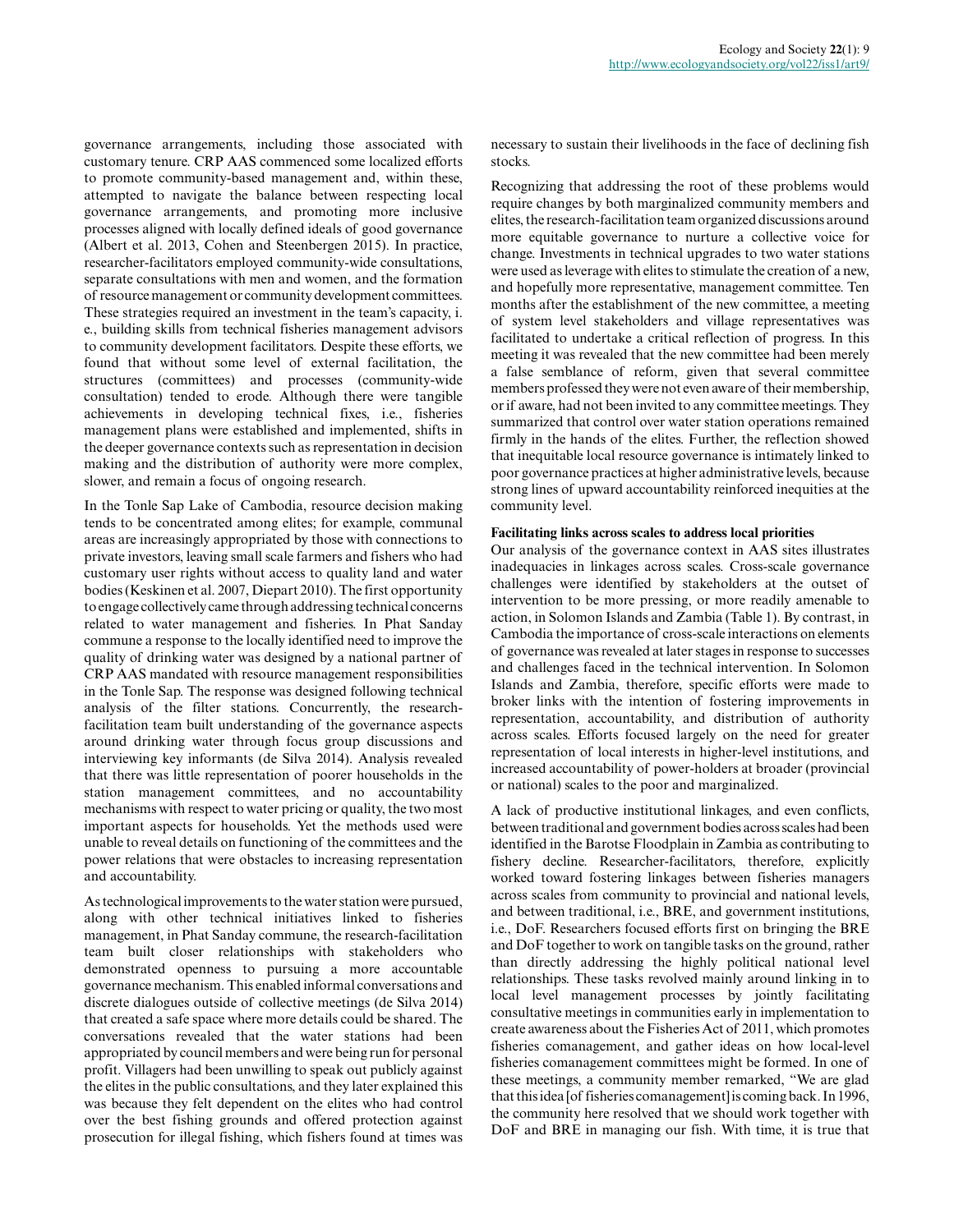governance arrangements, including those associated with customary tenure. CRP AAS commenced some localized efforts to promote community-based management and, within these, attempted to navigate the balance between respecting local governance arrangements, and promoting more inclusive processes aligned with locally defined ideals of good governance (Albert et al. 2013, Cohen and Steenbergen 2015). In practice, researcher-facilitators employed community-wide consultations, separate consultations with men and women, and the formation of resource management or community development committees. These strategies required an investment in the team's capacity, i.e., building skills from technical fisheries management advisors to community development facilitators. Despite these efforts, we found that without some level of external facilitation, the structures (committees) and processes (community-wide consultation) tended to erode. Although there were tangible achievements in developing technical fixes, i.e., fisheries management plans were established and implemented, shifts in the deeper governance contexts such as representation in decision making and the distribution of authority were more complex, slower, and remain a focus of ongoing research.

In the Tonle Sap Lake of Cambodia, resource decision making tends to be concentrated among elites; for example, communal areas are increasingly appropriated by those with connections to private investors, leaving small scale farmers and fishers who had customary user rights without access to quality land and water bodies (Keskinen et al. 2007, Diepart 2010). The first opportunity to engage collectively came through addressing technical concerns related to water management and fisheries. In Phat Sanday commune a response to the locally identified need to improve the quality of drinking water was designed by a national partner of CRP AAS mandated with resource management responsibilities in the Tonle Sap. The response was designed following technical analysis of the filter stations. Concurrently, the research-facilitation team built understanding of the governance aspects around drinking water through focus group discussions and interviewing key informants (de Silva 2014). Analysis revealed that there was little representation of poorer households in the station management committees, and no accountability mechanisms with respect to water pricing or quality, the two most important aspects for households. Yet the methods used were unable to reveal details on functioning of the committees and the power relations that were obstacles to increasing representation and accountability.

As technological improvements to the water station were pursued, along with other technical initiatives linked to fisheries management, in Phat Sanday commune, the research-facilitation team built closer relationships with stakeholders who demonstrated openness to pursuing a more accountable governance mechanism. This enabled informal conversations and discrete dialogues outside of collective meetings (de Silva 2014) that created a safe space where more details could be shared. The conversations revealed that the water stations had been appropriated by council members and were being run for personal profit. Villagers had been unwilling to speak out publicly against the elites in the public consultations, and they later explained this was because they felt dependent on the elites who had control over the best fishing grounds and offered protection against prosecution for illegal fishing, which fishers found at times was necessary to sustain their livelihoods in the face of declining fish stocks.

Recognizing that addressing the root of these problems would require changes by both marginalized community members and elites, the research-facilitation team organized discussions around more equitable governance to nurture a collective voice for change. Investments in technical upgrades to two water stations were used as leverage with elites to stimulate the creation of a new, and hopefully more representative, management committee. Ten months after the establishment of the new committee, a meeting of system level stakeholders and village representatives was facilitated to undertake a critical reflection of progress. In this meeting it was revealed that the new committee had been merely a false semblance of reform, given that several committee members professed they were not even aware of their membership, or if aware, had not been invited to any committee meetings. They summarized that control over water station operations remained firmly in the hands of the elites. Further, the reflection showed that inequitable local resource governance is intimately linked to poor governance practices at higher administrative levels, because strong lines of upward accountability reinforced inequities at the community level.

**Facilitating links across scales to address local priorities**

Our analysis of the governance context in AAS sites illustrates inadequacies in linkages across scales. Cross-scale governance challenges were identified by stakeholders at the outset of intervention to be more pressing, or more readily amenable to action, in Solomon Islands and Zambia (Table 1). By contrast, in Cambodia the importance of cross-scale interactions on elements of governance was revealed at later stages in response to successes and challenges faced in the technical intervention. In Solomon Islands and Zambia, therefore, specific efforts were made to broker links with the intention of fostering improvements in representation, accountability, and distribution of authority across scales. Efforts focused largely on the need for greater representation of local interests in higher-level institutions, and increased accountability of power-holders at broader (provincial or national) scales to the poor and marginalized.

A lack of productive institutional linkages, and even conflicts, between traditional and government bodies across scales had been identified in the Barotse Floodplain in Zambia as contributing to fishery decline. Researcher-facilitators, therefore, explicitly worked toward fostering linkages between fisheries managers across scales from community to provincial and national levels, and between traditional, i.e., BRE, and government institutions, i.e., DoF. Researchers focused efforts first on bringing the BRE and DoF together to work on tangible tasks on the ground, rather than directly addressing the highly political national level relationships. These tasks revolved mainly around linking in to local level management processes by jointly facilitating consultative meetings in communities early in implementation to create awareness about the Fisheries Act of 2011, which promotes fisheries comanagement, and gather ideas on how local-level fisheries comanagement committees might be formed. In one of these meetings, a community member remarked, "We are glad that this idea [of fisheries comanagement] is coming back. In 1996, the community here resolved that we should work together with DoF and BRE in managing our fish. With time, it is true that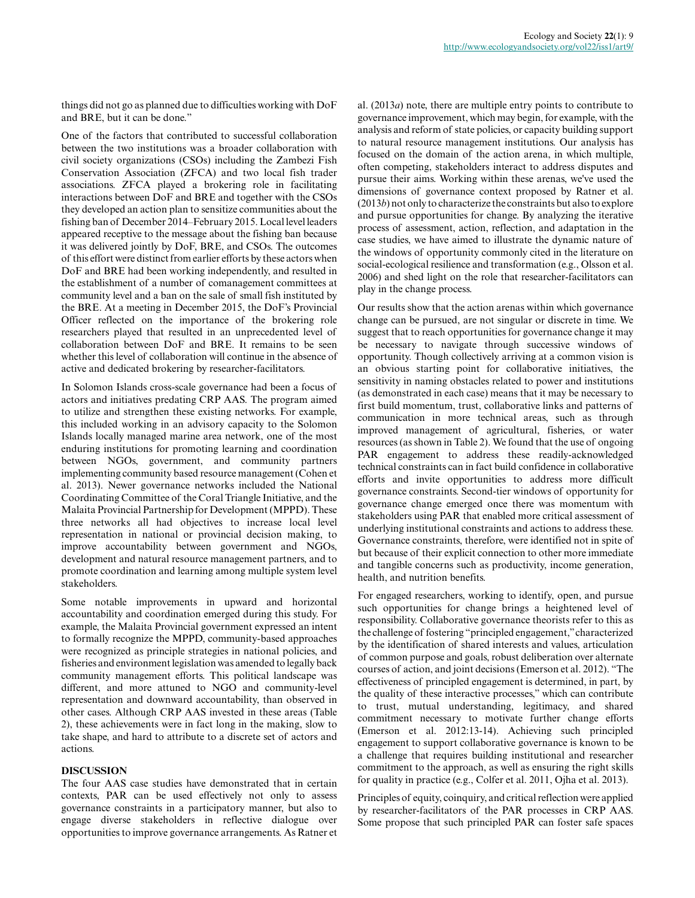things did not go as planned due to difficulties working with DoF and BRE, but it can be done."

One of the factors that contributed to successful collaboration between the two institutions was a broader collaboration with civil society organizations (CSOs) including the Zambezi Fish Conservation Association (ZFCA) and two local fish trader associations. ZFCA played a brokering role in facilitating interactions between DoF and BRE and together with the CSOs they developed an action plan to sensitize communities about the fishing ban of December 2014–February 2015. Local level leaders appeared receptive to the message about the fishing ban because it was delivered jointly by DoF, BRE, and CSOs. The outcomes of this effort were distinct from earlier efforts by these actors when DoF and BRE had been working independently, and resulted in the establishment of a number of comanagement committees at community level and a ban on the sale of small fish instituted by the BRE. At a meeting in December 2015, the DoF's Provincial Officer reflected on the importance of the brokering role researchers played that resulted in an unprecedented level of collaboration between DoF and BRE. It remains to be seen whether this level of collaboration will continue in the absence of active and dedicated brokering by researcher-facilitators.

In Solomon Islands cross-scale governance had been a focus of actors and initiatives predating CRP AAS. The program aimed to utilize and strengthen these existing networks. For example, this included working in an advisory capacity to the Solomon Islands locally managed marine area network, one of the most enduring institutions for promoting learning and coordination between NGOs, government, and community partners implementing community based resource management (Cohen et al. 2013). Newer governance networks included the National Coordinating Committee of the Coral Triangle Initiative, and the Malaita Provincial Partnership for Development (MPPD). These three networks all had objectives to increase local level representation in national or provincial decision making, to improve accountability between government and NGOs, development and natural resource management partners, and to promote coordination and learning among multiple system level stakeholders.

Some notable improvements in upward and horizontal accountability and coordination emerged during this study. For example, the Malaita Provincial government expressed an intent to formally recognize the MPPD, community-based approaches were recognized as principle strategies in national policies, and fisheries and environment legislation was amended to legally back community management efforts. This political landscape was different, and more attuned to NGO and community-level representation and downward accountability, than observed in other cases. Although CRP AAS invested in these areas (Table 2), these achievements were in fact long in the making, slow to take shape, and hard to attribute to a discrete set of actors and actions.

## DISCUSSION

The four AAS case studies have demonstrated that in certain contexts, PAR can be used effectively not only to assess governance constraints in a participatory manner, but also to engage diverse stakeholders in reflective dialogue over opportunities to improve governance arrangements. As Ratner et al. (2013*a*) note, there are multiple entry points to contribute to governance improvement, which may begin, for example, with the analysis and reform of state policies, or capacity building support to natural resource management institutions. Our analysis has focused on the domain of the action arena, in which multiple, often competing, stakeholders interact to address disputes and pursue their aims. Working within these arenas, we've used the dimensions of governance context proposed by Ratner et al. (2013*b*) not only to characterize the constraints but also to explore and pursue opportunities for change. By analyzing the iterative process of assessment, action, reflection, and adaptation in the case studies, we have aimed to illustrate the dynamic nature of the windows of opportunity commonly cited in the literature on social-ecological resilience and transformation (e.g., Olsson et al. 2006) and shed light on the role that researcher-facilitators can play in the change process.

Our results show that the action arenas within which governance change can be pursued, are not singular or discrete in time. We suggest that to reach opportunities for governance change it may be necessary to navigate through successive windows of opportunity. Though collectively arriving at a common vision is an obvious starting point for collaborative initiatives, the sensitivity in naming obstacles related to power and institutions (as demonstrated in each case) means that it may be necessary to first build momentum, trust, collaborative links and patterns of communication in more technical areas, such as through improved management of agricultural, fisheries, or water resources (as shown in Table 2). We found that the use of ongoing PAR engagement to address these readily-acknowledged technical constraints can in fact build confidence in collaborative efforts and invite opportunities to address more difficult governance constraints. Second-tier windows of opportunity for governance change emerged once there was momentum with stakeholders using PAR that enabled more critical assessment of underlying institutional constraints and actions to address these. Governance constraints, therefore, were identified not in spite of but because of their explicit connection to other more immediate and tangible concerns such as productivity, income generation, health, and nutrition benefits.

For engaged researchers, working to identify, open, and pursue such opportunities for change brings a heightened level of responsibility. Collaborative governance theorists refer to this as the challenge of fostering "principled engagement," characterized by the identification of shared interests and values, articulation of common purpose and goals, robust deliberation over alternate courses of action, and joint decisions (Emerson et al. 2012). "The effectiveness of principled engagement is determined, in part, by the quality of these interactive processes," which can contribute to trust, mutual understanding, legitimacy, and shared commitment necessary to motivate further change efforts (Emerson et al. 2012:13-14). Achieving such principled engagement to support collaborative governance is known to be a challenge that requires building institutional and researcher commitment to the approach, as well as ensuring the right skills for quality in practice (e.g., Colfer et al. 2011, Ojha et al. 2013).

Principles of equity, coinquiry, and critical reflection were applied by researcher-facilitators of the PAR processes in CRP AAS. Some propose that such principled PAR can foster safe spaces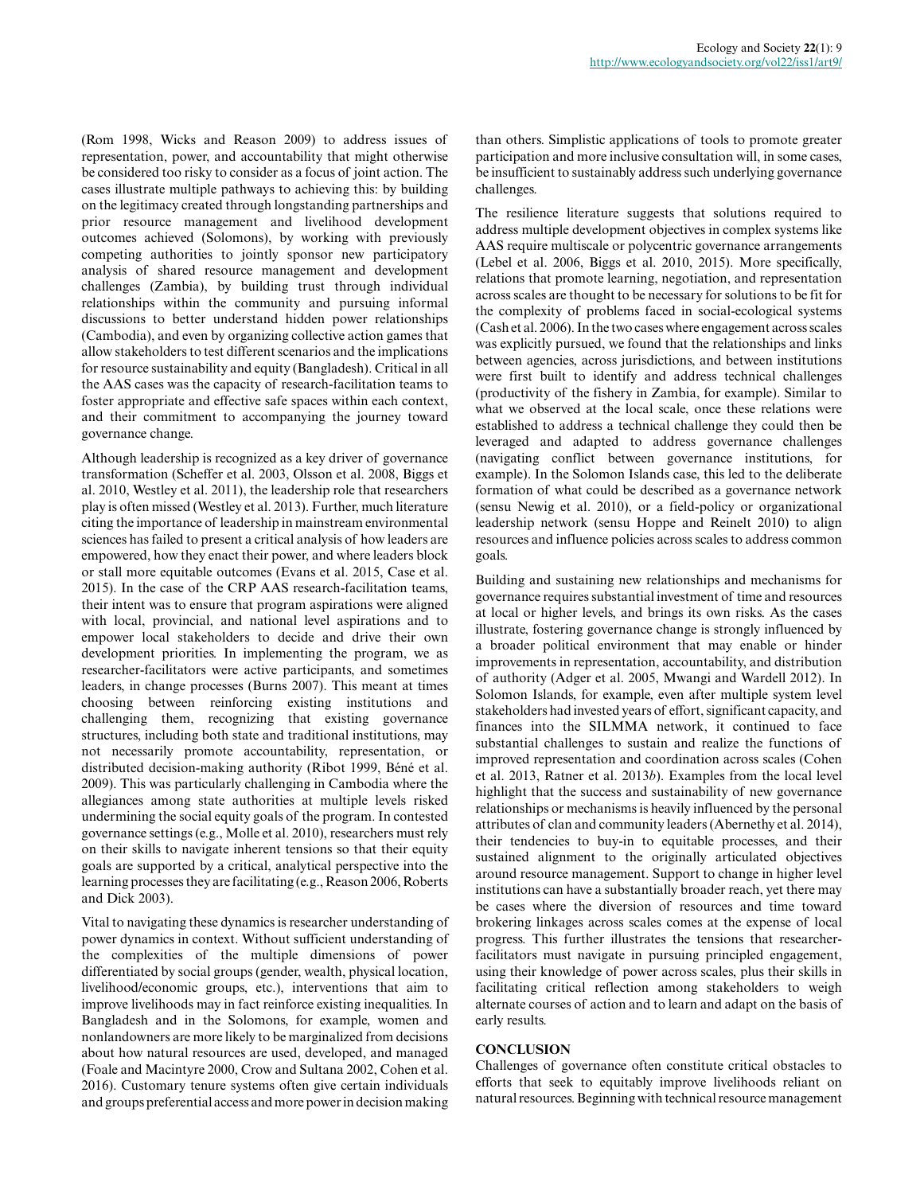(Rom 1998, Wicks and Reason 2009) to address issues of representation, power, and accountability that might otherwise be considered too risky to consider as a focus of joint action. The cases illustrate multiple pathways to achieving this: by building on the legitimacy created through longstanding partnerships and prior resource management and livelihood development outcomes achieved (Solomons), by working with previously competing authorities to jointly sponsor new participatory analysis of shared resource management and development challenges (Zambia), by building trust through individual relationships within the community and pursuing informal discussions to better understand hidden power relationships (Cambodia), and even by organizing collective action games that allow stakeholders to test different scenarios and the implications for resource sustainability and equity (Bangladesh). Critical in all the AAS cases was the capacity of research-facilitation teams to foster appropriate and effective safe spaces within each context, and their commitment to accompanying the journey toward governance change.

Although leadership is recognized as a key driver of governance transformation (Scheffer et al. 2003, Olsson et al. 2008, Biggs et al. 2010, Westley et al. 2011), the leadership role that researchers play is often missed (Westley et al. 2013). Further, much literature citing the importance of leadership in mainstream environmental sciences has failed to present a critical analysis of how leaders are empowered, how they enact their power, and where leaders block or stall more equitable outcomes (Evans et al. 2015, Case et al. 2015). In the case of the CRP AAS research-facilitation teams, their intent was to ensure that program aspirations were aligned with local, provincial, and national level aspirations and to empower local stakeholders to decide and drive their own development priorities. In implementing the program, we as researcher-facilitators were active participants, and sometimes leaders, in change processes (Burns 2007). This meant at times choosing between reinforcing existing institutions and challenging them, recognizing that existing governance structures, including both state and traditional institutions, may not necessarily promote accountability, representation, or distributed decision-making authority (Ribot 1999, Béné et al. 2009). This was particularly challenging in Cambodia where the allegiances among state authorities at multiple levels risked undermining the social equity goals of the program. In contested governance settings (e.g., Molle et al. 2010), researchers must rely on their skills to navigate inherent tensions so that their equity goals are supported by a critical, analytical perspective into the learning processes they are facilitating (e.g., Reason 2006, Roberts and Dick 2003).

Vital to navigating these dynamics is researcher understanding of power dynamics in context. Without sufficient understanding of the complexities of the multiple dimensions of power differentiated by social groups (gender, wealth, physical location, livelihood/economic groups, etc.), interventions that aim to improve livelihoods may in fact reinforce existing inequalities. In Bangladesh and in the Solomons, for example, women and nonlandowners are more likely to be marginalized from decisions about how natural resources are used, developed, and managed (Foale and Macintyre 2000, Crow and Sultana 2002, Cohen et al. 2016). Customary tenure systems often give certain individuals and groups preferential access and more power in decision making than others. Simplistic applications of tools to promote greater participation and more inclusive consultation will, in some cases, be insufficient to sustainably address such underlying governance challenges.

The resilience literature suggests that solutions required to address multiple development objectives in complex systems like AAS require multiscale or polycentric governance arrangements (Lebel et al. 2006, Biggs et al. 2010, 2015). More specifically, relations that promote learning, negotiation, and representation across scales are thought to be necessary for solutions to be fit for the complexity of problems faced in social-ecological systems (Cash et al. 2006). In the two cases where engagement across scales was explicitly pursued, we found that the relationships and links between agencies, across jurisdictions, and between institutions were first built to identify and address technical challenges (productivity of the fishery in Zambia, for example). Similar to what we observed at the local scale, once these relations were established to address a technical challenge they could then be leveraged and adapted to address governance challenges (navigating conflict between governance institutions, for example). In the Solomon Islands case, this led to the deliberate formation of what could be described as a governance network (sensu Newig et al. 2010), or a field-policy or organizational leadership network (sensu Hoppe and Reinelt 2010) to align resources and influence policies across scales to address common goals.

Building and sustaining new relationships and mechanisms for governance requires substantial investment of time and resources at local or higher levels, and brings its own risks. As the cases illustrate, fostering governance change is strongly influenced by a broader political environment that may enable or hinder improvements in representation, accountability, and distribution of authority (Adger et al. 2005, Mwangi and Wardell 2012). In Solomon Islands, for example, even after multiple system level stakeholders had invested years of effort, significant capacity, and finances into the SILMMA network, it continued to face substantial challenges to sustain and realize the functions of improved representation and coordination across scales (Cohen et al. 2013, Ratner et al. 2013*b*). Examples from the local level highlight that the success and sustainability of new governance relationships or mechanisms is heavily influenced by the personal attributes of clan and community leaders (Abernethy et al. 2014), their tendencies to buy-in to equitable processes, and their sustained alignment to the originally articulated objectives around resource management. Support to change in higher level institutions can have a substantially broader reach, yet there may be cases where the diversion of resources and time toward brokering linkages across scales comes at the expense of local progress. This further illustrates the tensions that researcher-facilitators must navigate in pursuing principled engagement, using their knowledge of power across scales, plus their skills in facilitating critical reflection among stakeholders to weigh alternate courses of action and to learn and adapt on the basis of early results.

## CONCLUSION

Challenges of governance often constitute critical obstacles to efforts that seek to equitably improve livelihoods reliant on natural resources. Beginning with technical resource management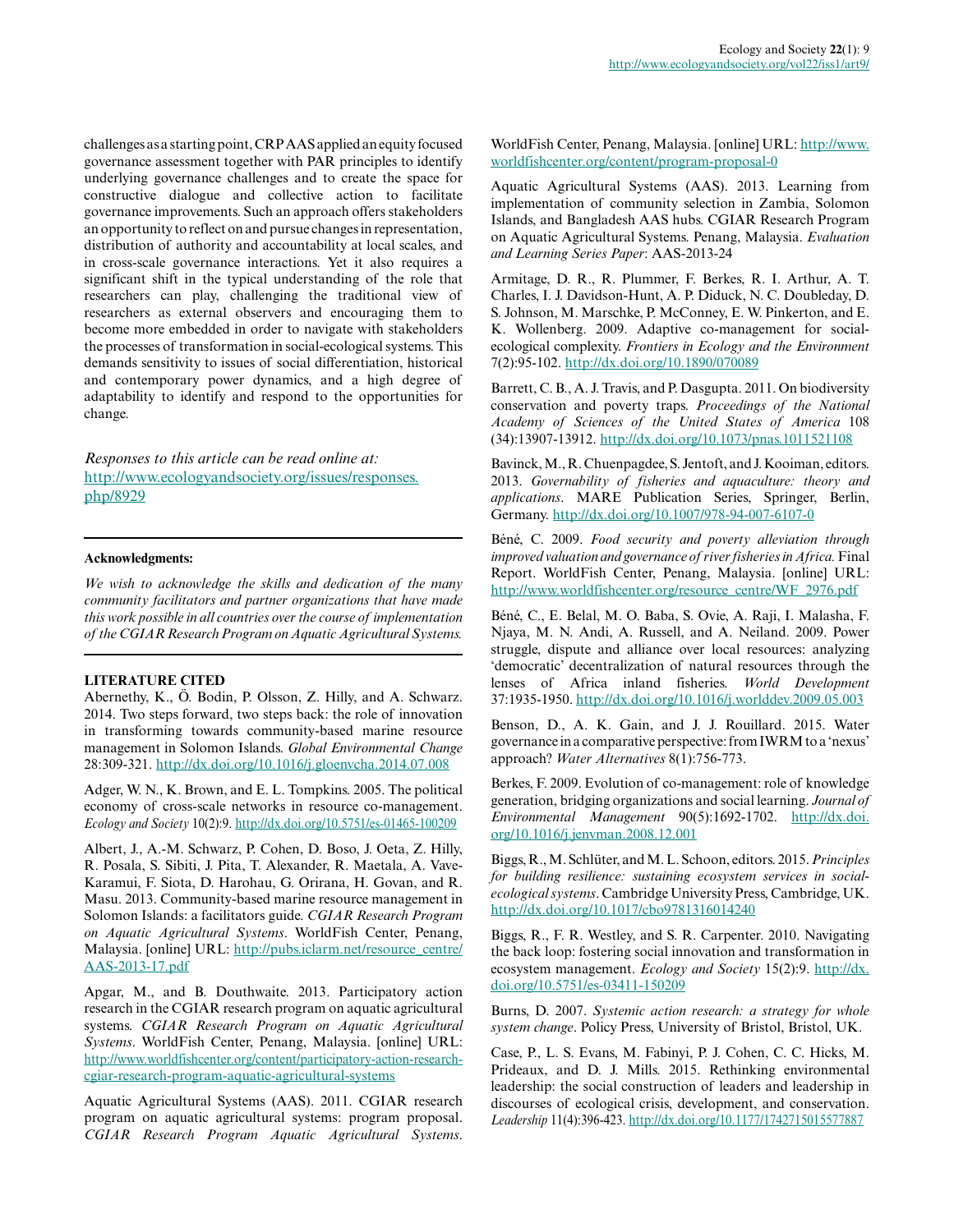challenges as a starting point, CRP AAS applied an equity focused governance assessment together with PAR principles to identify underlying governance challenges and to create the space for constructive dialogue and collective action to facilitate governance improvements. Such an approach offers stakeholders an opportunity to reflect on and pursue changes in representation, distribution of authority and accountability at local scales, and in cross-scale governance interactions. Yet it also requires a significant shift in the typical understanding of the role that researchers can play, challenging the traditional view of researchers as external observers and encouraging them to become more embedded in order to navigate with stakeholders the processes of transformation in social-ecological systems. This demands sensitivity to issues of social differentiation, historical and contemporary power dynamics, and a high degree of adaptability to identify and respond to the opportunities for change.

*Responses to this article can be read online at:*
http://www.ecologyandsociety.org/issues/responses.php/8929

**Acknowledgments:**

*We wish to acknowledge the skills and dedication of the many community facilitators and partner organizations that have made this work possible in all countries over the course of implementation of the CGIAR Research Program on Aquatic Agricultural Systems.*

**LITERATURE CITED**

Abernethy, K., Ö. Bodin, P. Olsson, Z. Hilly, and A. Schwarz. 2014. Two steps forward, two steps back: the role of innovation in transforming towards community-based marine resource management in Solomon Islands. *Global Environmental Change* 28:309-321. http://dx.doi.org/10.1016/j.gloenvcha.2014.07.008

Adger, W. N., K. Brown, and E. L. Tompkins. 2005. The political economy of cross-scale networks in resource co-management. *Ecology and Society* 10(2):9. http://dx.doi.org/10.5751/es-01465-100209

Albert, J., A.-M. Schwarz, P. Cohen, D. Boso, J. Oeta, Z. Hilly, R. Posala, S. Sibiti, J. Pita, T. Alexander, R. Maetala, A. Vave-Karamui, F. Siota, D. Harohau, G. Orirana, H. Govan, and R. Masu. 2013. Community-based marine resource management in Solomon Islands: a facilitators guide. *CGIAR Research Program on Aquatic Agricultural Systems*. WorldFish Center, Penang, Malaysia. [online] URL: http://pubs.iclarm.net/resource_centre/AAS-2013-17.pdf

Apgar, M., and B. Douthwaite. 2013. Participatory action research in the CGIAR research program on aquatic agricultural systems. *CGIAR Research Program on Aquatic Agricultural Systems*. WorldFish Center, Penang, Malaysia. [online] URL: http://www.worldfishcenter.org/content/participatory-action-research-cgiar-research-program-aquatic-agricultural-systems

Aquatic Agricultural Systems (AAS). 2011. CGIAR research program on aquatic agricultural systems: program proposal. *CGIAR Research Program Aquatic Agricultural Systems*. WorldFish Center, Penang, Malaysia. [online] URL: http://www.worldfishcenter.org/content/program-proposal-0

Aquatic Agricultural Systems (AAS). 2013. Learning from implementation of community selection in Zambia, Solomon Islands, and Bangladesh AAS hubs. CGIAR Research Program on Aquatic Agricultural Systems. Penang, Malaysia. *Evaluation and Learning Series Paper*: AAS-2013-24

Armitage, D. R., R. Plummer, F. Berkes, R. I. Arthur, A. T. Charles, I. J. Davidson-Hunt, A. P. Diduck, N. C. Doubleday, D. S. Johnson, M. Marschke, P. McConney, E. W. Pinkerton, and E. K. Wollenberg. 2009. Adaptive co-management for social-ecological complexity. *Frontiers in Ecology and the Environment* 7(2):95-102. http://dx.doi.org/10.1890/070089

Barrett, C. B., A. J. Travis, and P. Dasgupta. 2011. On biodiversity conservation and poverty traps. *Proceedings of the National Academy of Sciences of the United States of America* 108 (34):13907-13912. http://dx.doi.org/10.1073/pnas.1011521108

Bavinck, M., R. Chuenpagdee, S. Jentoft, and J. Kooiman, editors. 2013. *Governability of fisheries and aquaculture: theory and applications*. MARE Publication Series, Springer, Berlin, Germany. http://dx.doi.org/10.1007/978-94-007-6107-0

Béné, C. 2009. *Food security and poverty alleviation through improved valuation and governance of river fisheries in Africa.* Final Report. WorldFish Center, Penang, Malaysia. [online] URL: http://www.worldfishcenter.org/resource_centre/WF_2976.pdf

Béné, C., E. Belal, M. O. Baba, S. Ovie, A. Raji, I. Malasha, F. Njaya, M. N. Andi, A. Russell, and A. Neiland. 2009. Power struggle, dispute and alliance over local resources: analyzing 'democratic' decentralization of natural resources through the lenses of Africa inland fisheries. *World Development* 37:1935-1950. http://dx.doi.org/10.1016/j.worlddev.2009.05.003

Benson, D., A. K. Gain, and J. J. Rouillard. 2015. Water governance in a comparative perspective: from IWRM to a 'nexus' approach? *Water Alternatives* 8(1):756-773.

Berkes, F. 2009. Evolution of co-management: role of knowledge generation, bridging organizations and social learning. *Journal of Environmental Management* 90(5):1692-1702. http://dx.doi.org/10.1016/j.jenvman.2008.12.001

Biggs, R., M. Schlüter, and M. L. Schoon, editors. 2015. *Principles for building resilience: sustaining ecosystem services in social-ecological systems*. Cambridge University Press, Cambridge, UK. http://dx.doi.org/10.1017/cbo9781316014240

Biggs, R., F. R. Westley, and S. R. Carpenter. 2010. Navigating the back loop: fostering social innovation and transformation in ecosystem management. *Ecology and Society* 15(2):9. http://dx.doi.org/10.5751/es-03411-150209

Burns, D. 2007. *Systemic action research: a strategy for whole system change*. Policy Press, University of Bristol, Bristol, UK.

Case, P., L. S. Evans, M. Fabinyi, P. J. Cohen, C. C. Hicks, M. Prideaux, and D. J. Mills. 2015. Rethinking environmental leadership: the social construction of leaders and leadership in discourses of ecological crisis, development, and conservation. *Leadership* 11(4):396-423. http://dx.doi.org/10.1177/1742715015577887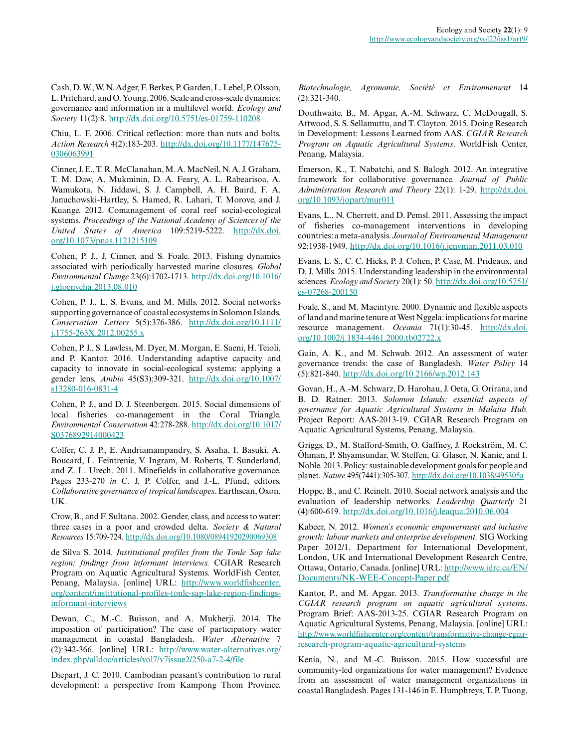Cash, D. W., W. N. Adger, F. Berkes, P. Garden, L. Lebel, P. Olsson, L. Pritchard, and O. Young. 2006. Scale and cross-scale dynamics: governance and information in a multilevel world. *Ecology and Society* 11(2):8. http://dx.doi.org/10.5751/es-01759-110208

Chiu, L. F. 2006. Critical reflection: more than nuts and bolts. *Action Research* 4(2):183-203. http://dx.doi.org/10.1177/147675-0306063991

Cinner, J. E., T. R. McClanahan, M. A. MacNeil, N. A. J. Graham, T. M. Daw, A. Mukminin, D. A. Feary, A. L. Rabearisoa, A. Wamukota, N. Jiddawi, S. J. Campbell, A. H. Baird, F. A. Januchowski-Hartley, S. Hamed, R. Lahari, T. Morove, and J. Kuange. 2012. Comanagement of coral reef social-ecological systems. *Proceedings of the National Academy of Sciences of the United States of America* 109:5219-5222. http://dx.doi.org/10.1073/pnas.1121215109

Cohen, P. J., J. Cinner, and S. Foale. 2013. Fishing dynamics associated with periodically harvested marine closures. *Global Environmental Change* 23(6):1702-1713. http://dx.doi.org/10.1016/j.gloenvcha.2013.08.010

Cohen, P. J., L. S. Evans, and M. Mills. 2012. Social networks supporting governance of coastal ecosystems in Solomon Islands. *Conservation Letters* 5(5):376-386. http://dx.doi.org/10.1111/j.1755-263X.2012.00255.x

Cohen, P. J., S. Lawless, M. Dyer, M. Morgan, E. Saeni, H. Teioli, and P. Kantor. 2016. Understanding adaptive capacity and capacity to innovate in social-ecological systems: applying a gender lens. *Ambio* 45(S3):309-321. http://dx.doi.org/10.1007/s13280-016-0831-4

Cohen, P. J., and D. J. Steenbergen. 2015. Social dimensions of local fisheries co-management in the Coral Triangle. *Environmental Conservation* 42:278-288. http://dx.doi.org/10.1017/S0376892914000423

Colfer, C. J. P., E. Andriamampandry, S. Asaha, I. Basuki, A. Boucard, L. Feintrenie, V. Ingram, M. Roberts, T. Sunderland, and Z. L. Urech. 2011. Minefields in collaborative governance. Pages 233-270 *in* C. J. P. Colfer, and J.-L. Pfund, editors. *Collaborative governance of tropical landscapes*. Earthscan, Oxon, UK.

Crow, B., and F. Sultana. 2002. Gender, class, and access to water: three cases in a poor and crowded delta. *Society & Natural Resources* 15:709-724. http://dx.doi.org/10.1080/08941920290069308

de Silva S. 2014. *Institutional profiles from the Tonle Sap lake region: findings from informant interviews.* CGIAR Research Program on Aquatic Agricultural Systems. WorldFish Center, Penang, Malaysia. [online] URL: http://www.worldfishcenter.org/content/institutional-profiles-tonle-sap-lake-region-findings-informant-interviews

Dewan, C., M.-C. Buisson, and A. Mukherji. 2014. The imposition of participation? The case of participatory water management in coastal Bangladesh. *Water Alternative* 7 (2):342-366. [online] URL: http://www.water-alternatives.org/index.php/alldoc/articles/vol7/v7issue2/250-a7-2-4/file

Diepart, J. C. 2010. Cambodian peasant's contribution to rural development: a perspective from Kampong Thom Province. *Biotechnologie, Agronomie, Société et Environnement* 14 (2):321-340.

Douthwaite, B., M. Apgar, A.-M. Schwarz, C. McDougall, S. Attwood, S. S. Sellamuttu, and T. Clayton. 2015. Doing Research in Development: Lessons Learned from AAS. *CGIAR Research Program on Aquatic Agricultural Systems*. WorldFish Center, Penang, Malaysia.

Emerson, K., T. Nabatchi, and S. Balogh. 2012. An integrative framework for collaborative governance. *Journal of Public Administration Research and Theory* 22(1): 1-29. http://dx.doi.org/10.1093/jopart/mur011

Evans, L., N. Cherrett, and D. Pemsl. 2011. Assessing the impact of fisheries co-management interventions in developing countries: a meta-analysis. *Journal of Environmental Management* 92:1938-1949. http://dx.doi.org/10.1016/j.jenvman.2011.03.010

Evans, L. S., C. C. Hicks, P. J. Cohen, P. Case, M. Prideaux, and D. J. Mills. 2015. Understanding leadership in the environmental sciences. *Ecology and Society* 20(1): 50. http://dx.doi.org/10.5751/es-07268-200150

Foale, S., and M. Macintyre. 2000. Dynamic and flexible aspects of land and marine tenure at West Nggela: implications for marine resource management. *Oceania* 71(1):30-45. http://dx.doi.org/10.1002/j.1834-4461.2000.tb02722.x

Gain, A. K., and M. Schwab. 2012. An assessment of water governance trends: the case of Bangladesh. *Water Policy* 14 (5):821-840. http://dx.doi.org/10.2166/wp.2012.143

Govan, H., A.-M. Schwarz, D. Harohau, J. Oeta, G. Orirana, and B. D. Ratner. 2013. *Solomon Islands: essential aspects of governance for Aquatic Agricultural Systems in Malaita Hub.* Project Report: AAS-2013-19. CGIAR Research Program on Aquatic Agricultural Systems, Penang, Malaysia.

Griggs, D., M. Stafford-Smith, O. Gaffney, J. Rockström, M. C. Öhman, P. Shyamsundar, W. Steffen, G. Glaser, N. Kanie, and I. Noble. 2013. Policy: sustainable development goals for people and planet. *Nature* 495(7441):305-307. http://dx.doi.org/10.1038/495305a

Hoppe, B., and C. Reinelt. 2010. Social network analysis and the evaluation of leadership networks. *Leadership Quarterly* 21 (4):600-619. http://dx.doi.org/10.1016/j.leaqua.2010.06.004

Kabeer, N. 2012. *Women's economic empowerment and inclusive growth: labour markets and enterprise development.* SIG Working Paper 2012/1. Department for International Development, London, UK and International Development Research Centre, Ottawa, Ontario, Canada. [online] URL: http://www.idrc.ca/EN/Documents/NK-WEE-Concept-Paper.pdf

Kantor, P., and M. Apgar. 2013. *Transformative change in the CGIAR research program on aquatic agricultural systems*. Program Brief: AAS-2013-25. CGIAR Research Program on Aquatic Agricultural Systems, Penang, Malaysia. [online] URL: http://www.worldfishcenter.org/content/transformative-change-cgiar-research-program-aquatic-agricultural-systems

Kenia, N., and M.-C. Buisson. 2015. How successful are community-led organizations for water management? Evidence from an assessment of water management organizations in coastal Bangladesh. Pages 131-146 in E. Humphreys, T. P. Tuong,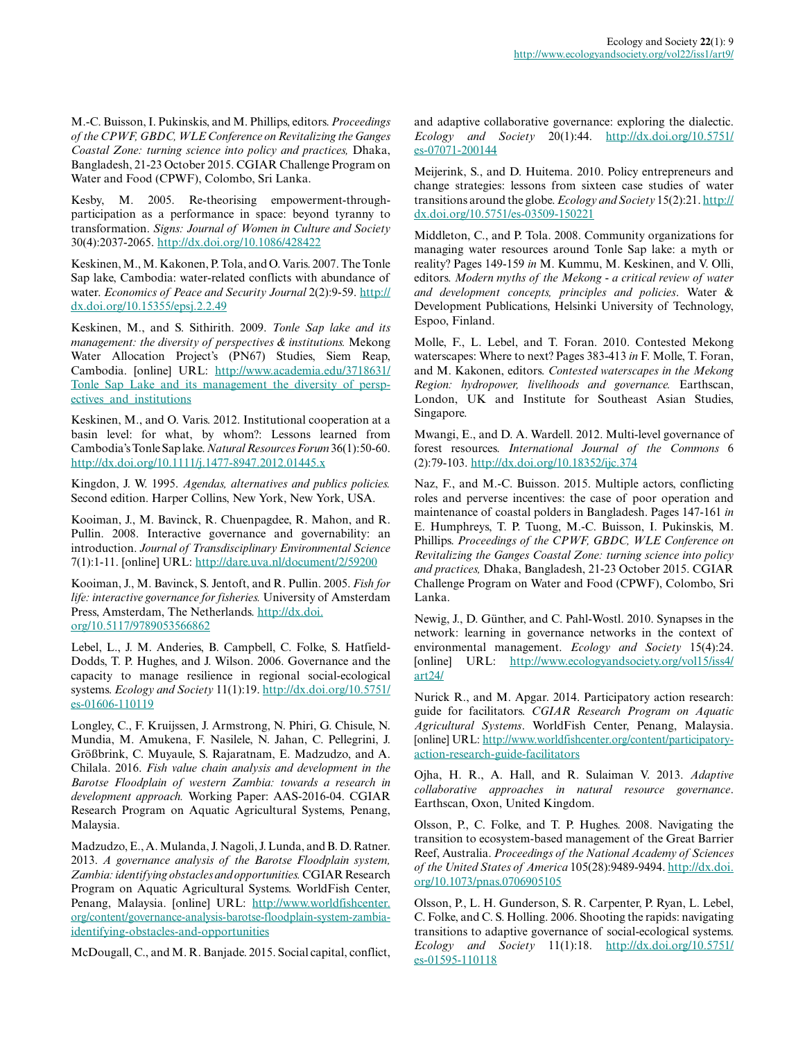M.-C. Buisson, I. Pukinskis, and M. Phillips, editors. *Proceedings of the CPWF, GBDC, WLE Conference on Revitalizing the Ganges Coastal Zone: turning science into policy and practices,* Dhaka, Bangladesh, 21-23 October 2015. CGIAR Challenge Program on Water and Food (CPWF), Colombo, Sri Lanka.

Kesby, M. 2005. Re-theorising empowerment-through-participation as a performance in space: beyond tyranny to transformation. *Signs: Journal of Women in Culture and Society* 30(4):2037-2065. http://dx.doi.org/10.1086/428422

Keskinen, M., M. Kakonen, P. Tola, and O. Varis. 2007. The Tonle Sap lake, Cambodia: water-related conflicts with abundance of water. *Economics of Peace and Security Journal* 2(2):9-59. http://dx.doi.org/10.15355/epsj.2.2.49

Keskinen, M., and S. Sithirith. 2009. *Tonle Sap lake and its management: the diversity of perspectives & institutions.* Mekong Water Allocation Project's (PN67) Studies, Siem Reap, Cambodia. [online] URL: http://www.academia.edu/3718631/Tonle_Sap_Lake_and_its_management_the_diversity_of_perspectives_and_institutions

Keskinen, M., and O. Varis. 2012. Institutional cooperation at a basin level: for what, by whom?: Lessons learned from Cambodia's Tonle Sap lake. *Natural Resources Forum* 36(1):50-60. http://dx.doi.org/10.1111/j.1477-8947.2012.01445.x

Kingdon, J. W. 1995. *Agendas, alternatives and publics policies.* Second edition. Harper Collins, New York, New York, USA.

Kooiman, J., M. Bavinck, R. Chuenpagdee, R. Mahon, and R. Pullin. 2008. Interactive governance and governability: an introduction. *Journal of Transdisciplinary Environmental Science* 7(1):1-11. [online] URL: http://dare.uva.nl/document/2/59200

Kooiman, J., M. Bavinck, S. Jentoft, and R. Pullin. 2005. *Fish for life: interactive governance for fisheries.* University of Amsterdam Press, Amsterdam, The Netherlands. http://dx.doi.org/10.5117/9789053566862

Lebel, L., J. M. Anderies, B. Campbell, C. Folke, S. Hatfield-Dodds, T. P. Hughes, and J. Wilson. 2006. Governance and the capacity to manage resilience in regional social-ecological systems. *Ecology and Society* 11(1):19. http://dx.doi.org/10.5751/es-01606-110119

Longley, C., F. Kruijssen, J. Armstrong, N. Phiri, G. Chisule, N. Mundia, M. Amukena, F. Nasilele, N. Jahan, C. Pellegrini, J. Größbrink, C. Muyaule, S. Rajaratnam, E. Madzudzo, and A. Chilala. 2016. *Fish value chain analysis and development in the Barotse Floodplain of western Zambia: towards a research in development approach.* Working Paper: AAS-2016-04. CGIAR Research Program on Aquatic Agricultural Systems, Penang, Malaysia.

Madzudzo, E., A. Mulanda, J. Nagoli, J. Lunda, and B. D. Ratner. 2013. *A governance analysis of the Barotse Floodplain system, Zambia: identifying obstacles and opportunities.* CGIAR Research Program on Aquatic Agricultural Systems. WorldFish Center, Penang, Malaysia. [online] URL: http://www.worldfishcenter.org/content/governance-analysis-barotse-floodplain-system-zambia-identifying-obstacles-and-opportunities

McDougall, C., and M. R. Banjade. 2015. Social capital, conflict, and adaptive collaborative governance: exploring the dialectic. *Ecology and Society* 20(1):44. http://dx.doi.org/10.5751/es-07071-200144

Meijerink, S., and D. Huitema. 2010. Policy entrepreneurs and change strategies: lessons from sixteen case studies of water transitions around the globe. *Ecology and Society* 15(2):21. http://dx.doi.org/10.5751/es-03509-150221

Middleton, C., and P. Tola. 2008. Community organizations for managing water resources around Tonle Sap lake: a myth or reality? Pages 149-159 *in* M. Kummu, M. Keskinen, and V. Olli, editors. *Modern myths of the Mekong - a critical review of water and development concepts, principles and policies*. Water & Development Publications, Helsinki University of Technology, Espoo, Finland.

Molle, F., L. Lebel, and T. Foran. 2010. Contested Mekong waterscapes: Where to next? Pages 383-413 *in* F. Molle, T. Foran, and M. Kakonen, editors. *Contested waterscapes in the Mekong Region: hydropower, livelihoods and governance.* Earthscan, London, UK and Institute for Southeast Asian Studies, Singapore.

Mwangi, E., and D. A. Wardell. 2012. Multi-level governance of forest resources. *International Journal of the Commons* 6 (2):79-103. http://dx.doi.org/10.18352/ijc.374

Naz, F., and M.-C. Buisson. 2015. Multiple actors, conflicting roles and perverse incentives: the case of poor operation and maintenance of coastal polders in Bangladesh. Pages 147-161 *in* E. Humphreys, T. P. Tuong, M.-C. Buisson, I. Pukinskis, M. Phillips. *Proceedings of the CPWF, GBDC, WLE Conference on Revitalizing the Ganges Coastal Zone: turning science into policy and practices,* Dhaka, Bangladesh, 21-23 October 2015. CGIAR Challenge Program on Water and Food (CPWF), Colombo, Sri Lanka.

Newig, J., D. Günther, and C. Pahl-Wostl. 2010. Synapses in the network: learning in governance networks in the context of environmental management. *Ecology and Society* 15(4):24. [online] URL: http://www.ecologyandsociety.org/vol15/iss4/art24/

Nurick R., and M. Apgar. 2014. Participatory action research: guide for facilitators. *CGIAR Research Program on Aquatic Agricultural Systems*. WorldFish Center, Penang, Malaysia. [online] URL: http://www.worldfishcenter.org/content/participatory-action-research-guide-facilitators

Ojha, H. R., A. Hall, and R. Sulaiman V. 2013. *Adaptive collaborative approaches in natural resource governance*. Earthscan, Oxon, United Kingdom.

Olsson, P., C. Folke, and T. P. Hughes. 2008. Navigating the transition to ecosystem-based management of the Great Barrier Reef, Australia. *Proceedings of the National Academy of Sciences of the United States of America* 105(28):9489-9494. http://dx.doi.org/10.1073/pnas.0706905105

Olsson, P., L. H. Gunderson, S. R. Carpenter, P. Ryan, L. Lebel, C. Folke, and C. S. Holling. 2006. Shooting the rapids: navigating transitions to adaptive governance of social-ecological systems. *Ecology and Society* 11(1):18. http://dx.doi.org/10.5751/es-01595-110118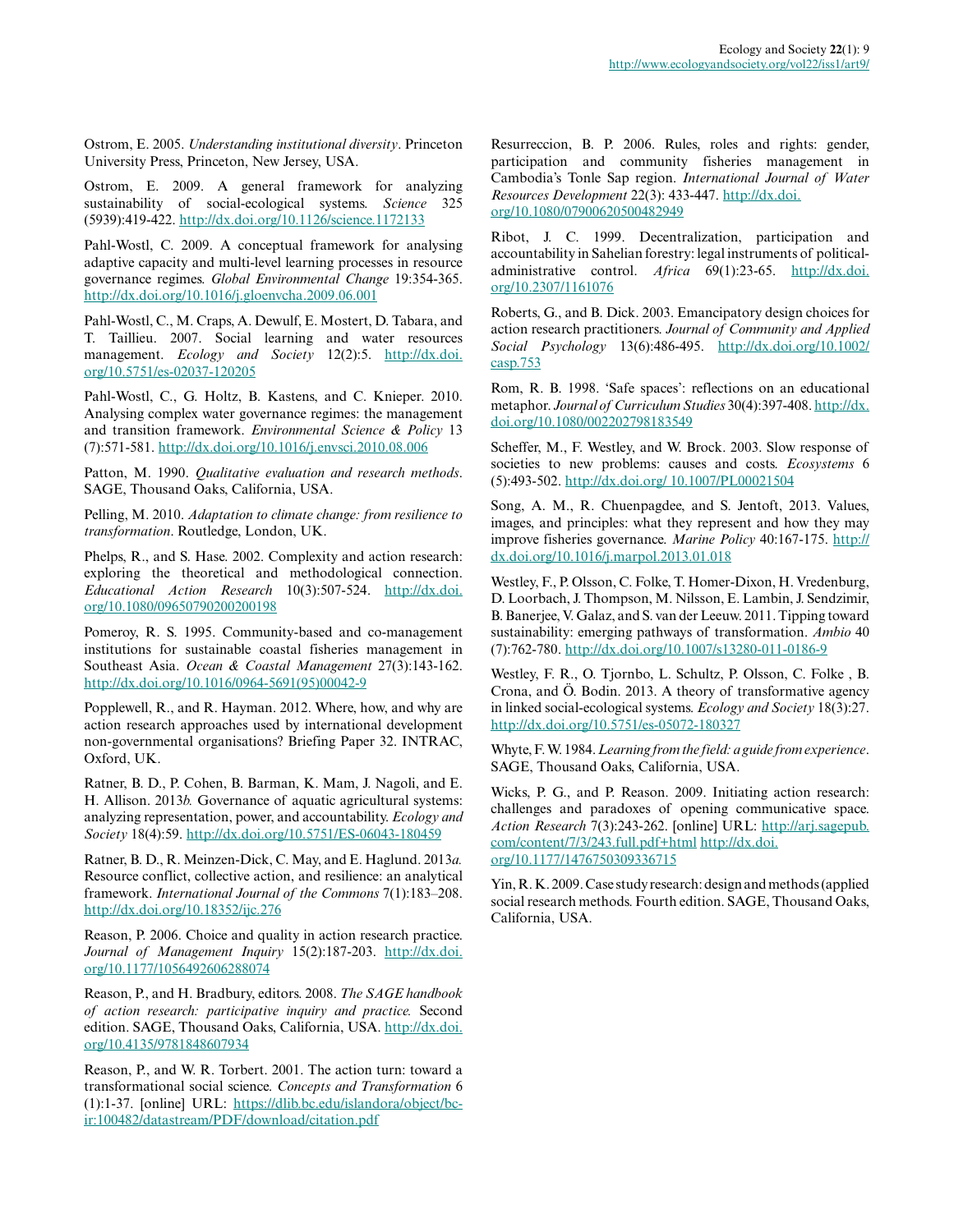Ostrom, E. 2005. *Understanding institutional diversity*. Princeton University Press, Princeton, New Jersey, USA.

Ostrom, E. 2009. A general framework for analyzing sustainability of social-ecological systems. *Science* 325 (5939):419-422. http://dx.doi.org/10.1126/science.1172133

Pahl-Wostl, C. 2009. A conceptual framework for analysing adaptive capacity and multi-level learning processes in resource governance regimes. *Global Environmental Change* 19:354-365. http://dx.doi.org/10.1016/j.gloenvcha.2009.06.001

Pahl-Wostl, C., M. Craps, A. Dewulf, E. Mostert, D. Tabara, and T. Taillieu. 2007. Social learning and water resources management. *Ecology and Society* 12(2):5. http://dx.doi.org/10.5751/es-02037-120205

Pahl-Wostl, C., G. Holtz, B. Kastens, and C. Knieper. 2010. Analysing complex water governance regimes: the management and transition framework. *Environmental Science & Policy* 13 (7):571-581. http://dx.doi.org/10.1016/j.envsci.2010.08.006

Patton, M. 1990. *Qualitative evaluation and research methods*. SAGE, Thousand Oaks, California, USA.

Pelling, M. 2010. *Adaptation to climate change: from resilience to transformation*. Routledge, London, UK.

Phelps, R., and S. Hase. 2002. Complexity and action research: exploring the theoretical and methodological connection. *Educational Action Research* 10(3):507-524. http://dx.doi.org/10.1080/09650790200200198

Pomeroy, R. S. 1995. Community-based and co-management institutions for sustainable coastal fisheries management in Southeast Asia. *Ocean & Coastal Management* 27(3):143-162. http://dx.doi.org/10.1016/0964-5691(95)00042-9

Popplewell, R., and R. Hayman. 2012. Where, how, and why are action research approaches used by international development non-governmental organisations? Briefing Paper 32. INTRAC, Oxford, UK.

Ratner, B. D., P. Cohen, B. Barman, K. Mam, J. Nagoli, and E. H. Allison. 2013*b*. Governance of aquatic agricultural systems: analyzing representation, power, and accountability. *Ecology and Society* 18(4):59. http://dx.doi.org/10.5751/ES-06043-180459

Ratner, B. D., R. Meinzen-Dick, C. May, and E. Haglund. 2013*a*. Resource conflict, collective action, and resilience: an analytical framework. *International Journal of the Commons* 7(1):183–208. http://dx.doi.org/10.18352/ijc.276

Reason, P. 2006. Choice and quality in action research practice. *Journal of Management Inquiry* 15(2):187-203. http://dx.doi.org/10.1177/1056492606288074

Reason, P., and H. Bradbury, editors. 2008. *The SAGE handbook of action research: participative inquiry and practice.* Second edition. SAGE, Thousand Oaks, California, USA. http://dx.doi.org/10.4135/9781848607934

Reason, P., and W. R. Torbert. 2001. The action turn: toward a transformational social science. *Concepts and Transformation* 6 (1):1-37. [online] URL: https://dlib.bc.edu/islandora/object/bc-ir:100482/datastream/PDF/download/citation.pdf

Resurreccion, B. P. 2006. Rules, roles and rights: gender, participation and community fisheries management in Cambodia's Tonle Sap region. *International Journal of Water Resources Development* 22(3): 433-447. http://dx.doi.org/10.1080/07900620500482949

Ribot, J. C. 1999. Decentralization, participation and accountability in Sahelian forestry: legal instruments of political-administrative control. *Africa* 69(1):23-65. http://dx.doi.org/10.2307/1161076

Roberts, G., and B. Dick. 2003. Emancipatory design choices for action research practitioners. *Journal of Community and Applied Social Psychology* 13(6):486-495. http://dx.doi.org/10.1002/casp.753

Rom, R. B. 1998. 'Safe spaces': reflections on an educational metaphor. *Journal of Curriculum Studies* 30(4):397-408. http://dx.doi.org/10.1080/002202798183549

Scheffer, M., F. Westley, and W. Brock. 2003. Slow response of societies to new problems: causes and costs. *Ecosystems* 6 (5):493-502. http://dx.doi.org/ 10.1007/PL00021504

Song, A. M., R. Chuenpagdee, and S. Jentoft, 2013. Values, images, and principles: what they represent and how they may improve fisheries governance. *Marine Policy* 40:167-175. http://dx.doi.org/10.1016/j.marpol.2013.01.018

Westley, F., P. Olsson, C. Folke, T. Homer-Dixon, H. Vredenburg, D. Loorbach, J. Thompson, M. Nilsson, E. Lambin, J. Sendzimir, B. Banerjee, V. Galaz, and S. van der Leeuw. 2011. Tipping toward sustainability: emerging pathways of transformation. *Ambio* 40 (7):762-780. http://dx.doi.org/10.1007/s13280-011-0186-9

Westley, F. R., O. Tjornbo, L. Schultz, P. Olsson, C. Folke , B. Crona, and Ö. Bodin. 2013. A theory of transformative agency in linked social-ecological systems. *Ecology and Society* 18(3):27. http://dx.doi.org/10.5751/es-05072-180327

Whyte, F. W. 1984. *Learning from the field: a guide from experience*. SAGE, Thousand Oaks, California, USA.

Wicks, P. G., and P. Reason. 2009. Initiating action research: challenges and paradoxes of opening communicative space. *Action Research* 7(3):243-262. [online] URL: http://arj.sagepub.com/content/7/3/243.full.pdf+html http://dx.doi.org/10.1177/1476750309336715

Yin, R. K. 2009. Case study research: design and methods (applied social research methods. Fourth edition. SAGE, Thousand Oaks, California, USA.